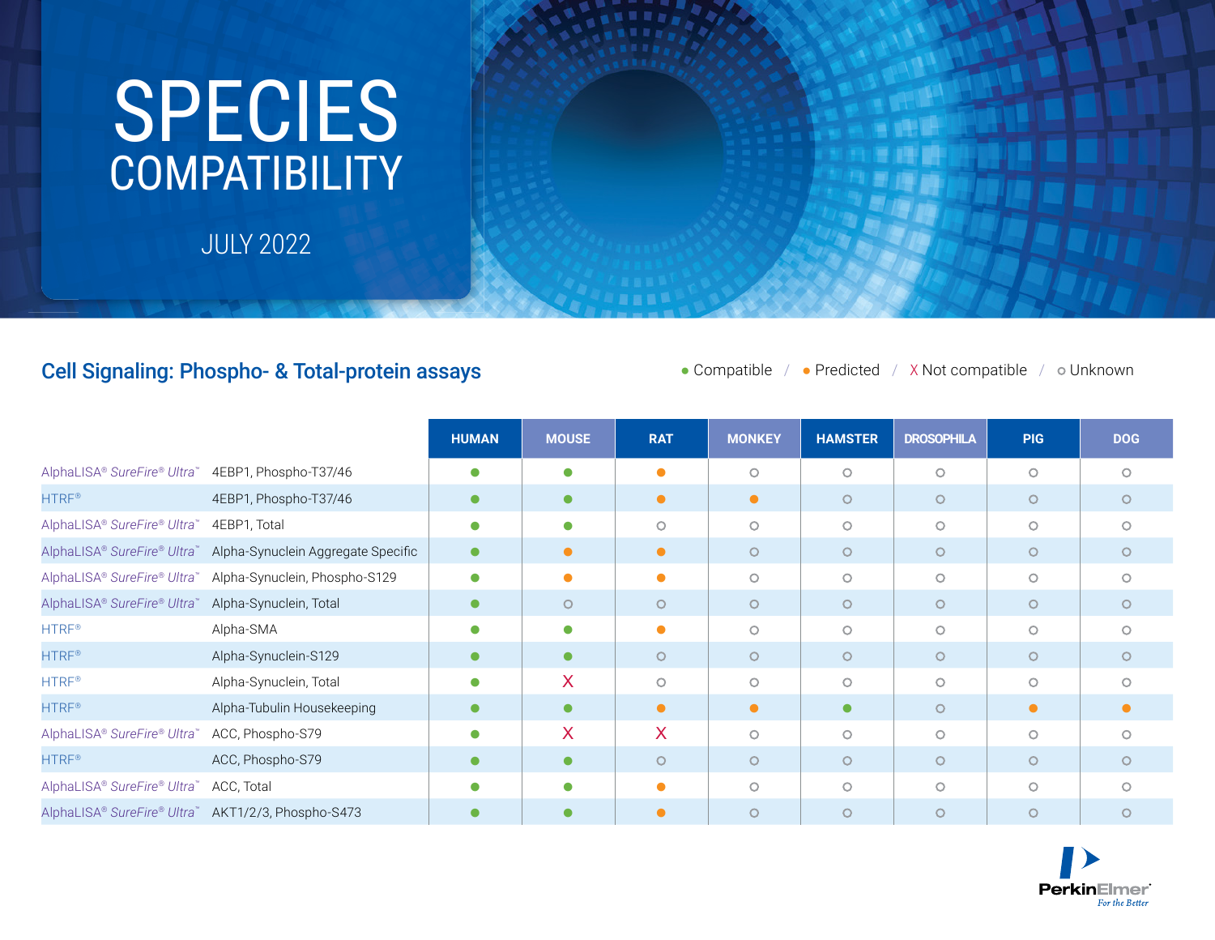# SPECIES COMPATIBILITY

JULY 2022

## Cell Signaling: Phospho- & Total-protein assays

● Compatible / ● Predicted / X Not compatible / ○ Unknown

| | | HUMAN | MOUSE | RAT | MONKEY | HAMSTER | DROSOPHILA | PIG | DOG |
|---|---|---|---|---|---|---|---|---|---|
| AlphaLISA® *SureFire® Ultra*™ | 4EBP1, Phospho-T37/46 | Compatible | Compatible | Predicted | Unknown | Unknown | Unknown | Unknown | Unknown |
| HTRF® | 4EBP1, Phospho-T37/46 | Compatible | Compatible | Predicted | Predicted | Unknown | Unknown | Unknown | Unknown |
| AlphaLISA® *SureFire® Ultra*™ | 4EBP1, Total | Compatible | Compatible | Unknown | Unknown | Unknown | Unknown | Unknown | Unknown |
| AlphaLISA® *SureFire® Ultra*™ | Alpha-Synuclein Aggregate Specific | Compatible | Predicted | Predicted | Unknown | Unknown | Unknown | Unknown | Unknown |
| AlphaLISA® *SureFire® Ultra*™ | Alpha-Synuclein, Phospho-S129 | Compatible | Predicted | Predicted | Unknown | Unknown | Unknown | Unknown | Unknown |
| AlphaLISA® *SureFire® Ultra*™ | Alpha-Synuclein, Total | Compatible | Unknown | Unknown | Unknown | Unknown | Unknown | Unknown | Unknown |
| HTRF® | Alpha-SMA | Compatible | Compatible | Predicted | Unknown | Unknown | Unknown | Unknown | Unknown |
| HTRF® | Alpha-Synuclein-S129 | Compatible | Compatible | Unknown | Unknown | Unknown | Unknown | Unknown | Unknown |
| HTRF® | Alpha-Synuclein, Total | Compatible | X | Unknown | Unknown | Unknown | Unknown | Unknown | Unknown |
| HTRF® | Alpha-Tubulin Housekeeping | Compatible | Compatible | Predicted | Predicted | Compatible | Unknown | Predicted | Predicted |
| AlphaLISA® *SureFire® Ultra*™ | ACC, Phospho-S79 | Compatible | X | X | Unknown | Unknown | Unknown | Unknown | Unknown |
| HTRF® | ACC, Phospho-S79 | Compatible | Compatible | Unknown | Unknown | Unknown | Unknown | Unknown | Unknown |
| AlphaLISA® *SureFire® Ultra*™ | ACC, Total | Compatible | Compatible | Predicted | Unknown | Unknown | Unknown | Unknown | Unknown |
| AlphaLISA® *SureFire® Ultra*™ | AKT1/2/3, Phospho-S473 | Compatible | Compatible | Predicted | Unknown | Unknown | Unknown | Unknown | Unknown |

PerkinElmer
For the Better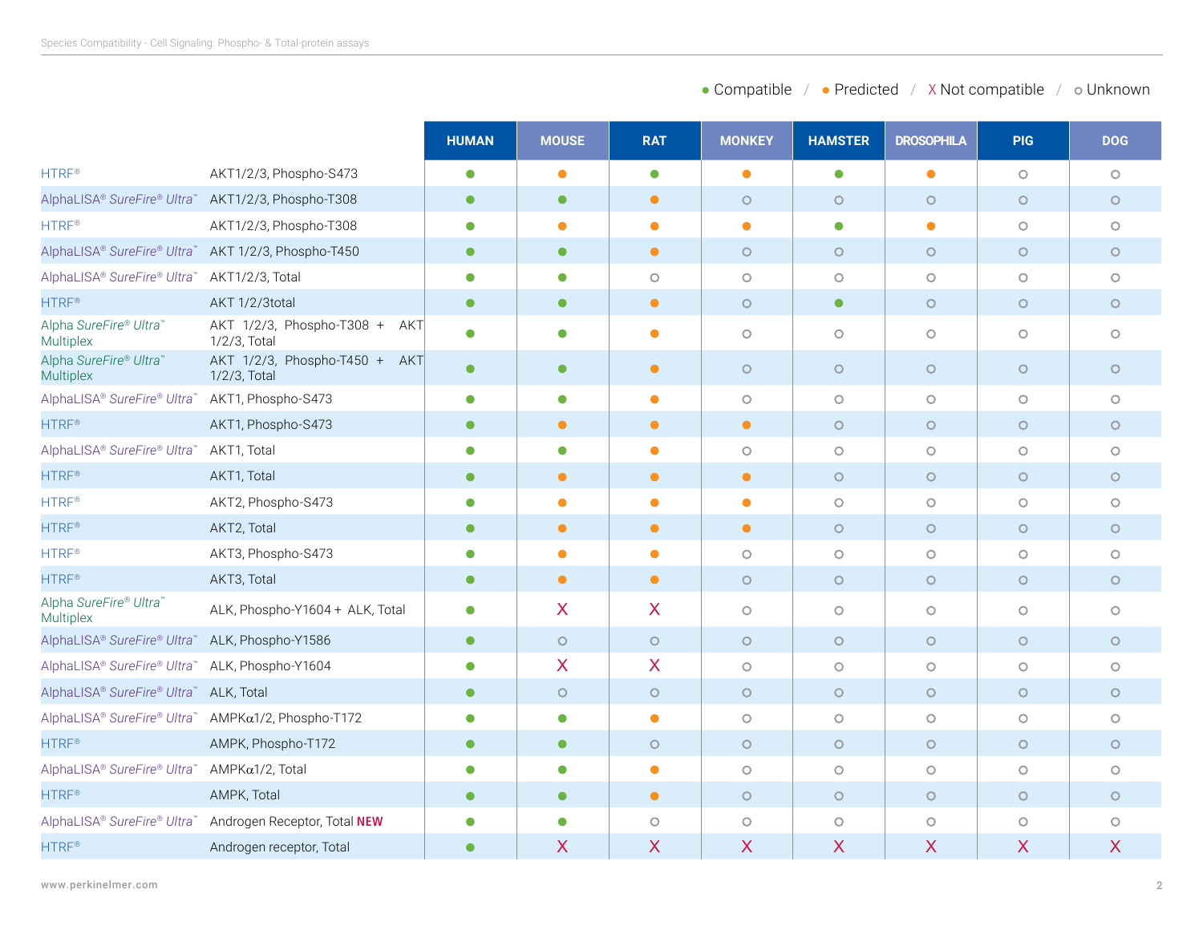● Compatible / ● Predicted / X Not compatible / ○ Unknown

| | | HUMAN | MOUSE | RAT | MONKEY | HAMSTER | DROSOPHILA | PIG | DOG |
|---|---|---|---|---|---|---|---|---|---|
| HTRF® | AKT1/2/3, Phospho-S473 | ● Compatible | ● Predicted | ● Compatible | ● Predicted | ● Compatible | ● Predicted | ○ | ○ |
| AlphaLISA® *SureFire® Ultra*™ | AKT1/2/3, Phospho-T308 | ● Compatible | ● Compatible | ● Predicted | ○ | ○ | ○ | ○ | ○ |
| HTRF® | AKT1/2/3, Phospho-T308 | ● Compatible | ● Predicted | ● Predicted | ● Predicted | ● Compatible | ● Predicted | ○ | ○ |
| AlphaLISA® *SureFire® Ultra*™ | AKT 1/2/3, Phospho-T450 | ● Compatible | ● Compatible | ● Predicted | ○ | ○ | ○ | ○ | ○ |
| AlphaLISA® *SureFire® Ultra*™ | AKT1/2/3, Total | ● Compatible | ● Compatible | ○ | ○ | ○ | ○ | ○ | ○ |
| HTRF® | AKT 1/2/3total | ● Compatible | ● Compatible | ● Predicted | ○ | ● Compatible | ○ | ○ | ○ |
| Alpha *SureFire® Ultra*™ Multiplex | AKT 1/2/3, Phospho-T308 + AKT 1/2/3, Total | ● Compatible | ● Compatible | ● Predicted | ○ | ○ | ○ | ○ | ○ |
| Alpha *SureFire® Ultra*™ Multiplex | AKT 1/2/3, Phospho-T450 + AKT 1/2/3, Total | ● Compatible | ● Compatible | ● Predicted | ○ | ○ | ○ | ○ | ○ |
| AlphaLISA® *SureFire® Ultra*™ | AKT1, Phospho-S473 | ● Compatible | ● Compatible | ● Predicted | ○ | ○ | ○ | ○ | ○ |
| HTRF® | AKT1, Phospho-S473 | ● Compatible | ● Predicted | ● Predicted | ● Predicted | ○ | ○ | ○ | ○ |
| AlphaLISA® *SureFire® Ultra*™ | AKT1, Total | ● Compatible | ● Compatible | ● Predicted | ○ | ○ | ○ | ○ | ○ |
| HTRF® | AKT1, Total | ● Compatible | ● Predicted | ● Predicted | ● Predicted | ○ | ○ | ○ | ○ |
| HTRF® | AKT2, Phospho-S473 | ● Compatible | ● Predicted | ● Predicted | ● Predicted | ○ | ○ | ○ | ○ |
| HTRF® | AKT2, Total | ● Compatible | ● Predicted | ● Predicted | ● Predicted | ○ | ○ | ○ | ○ |
| HTRF® | AKT3, Phospho-S473 | ● Compatible | ● Predicted | ● Predicted | ○ | ○ | ○ | ○ | ○ |
| HTRF® | AKT3, Total | ● Compatible | ● Predicted | ● Predicted | ○ | ○ | ○ | ○ | ○ |
| Alpha *SureFire® Ultra*™ Multiplex | ALK, Phospho-Y1604 + ALK, Total | ● Compatible | X | X | ○ | ○ | ○ | ○ | ○ |
| AlphaLISA® *SureFire® Ultra*™ | ALK, Phospho-Y1586 | ● Compatible | ○ | ○ | ○ | ○ | ○ | ○ | ○ |
| AlphaLISA® *SureFire® Ultra*™ | ALK, Phospho-Y1604 | ● Compatible | X | X | ○ | ○ | ○ | ○ | ○ |
| AlphaLISA® *SureFire® Ultra*™ | ALK, Total | ● Compatible | ○ | ○ | ○ | ○ | ○ | ○ | ○ |
| AlphaLISA® *SureFire® Ultra*™ | AMPKα1/2, Phospho-T172 | ● Compatible | ● Compatible | ● Predicted | ○ | ○ | ○ | ○ | ○ |
| HTRF® | AMPK, Phospho-T172 | ● Compatible | ● Compatible | ○ | ○ | ○ | ○ | ○ | ○ |
| AlphaLISA® *SureFire® Ultra*™ | AMPKα1/2, Total | ● Compatible | ● Compatible | ● Predicted | ○ | ○ | ○ | ○ | ○ |
| HTRF® | AMPK, Total | ● Compatible | ● Compatible | ● Predicted | ○ | ○ | ○ | ○ | ○ |
| AlphaLISA® *SureFire® Ultra*™ | Androgen Receptor, Total **NEW** | ● Compatible | ● Compatible | ○ | ○ | ○ | ○ | ○ | ○ |
| HTRF® | Androgen receptor, Total | ● Compatible | X | X | X | X | X | X | X |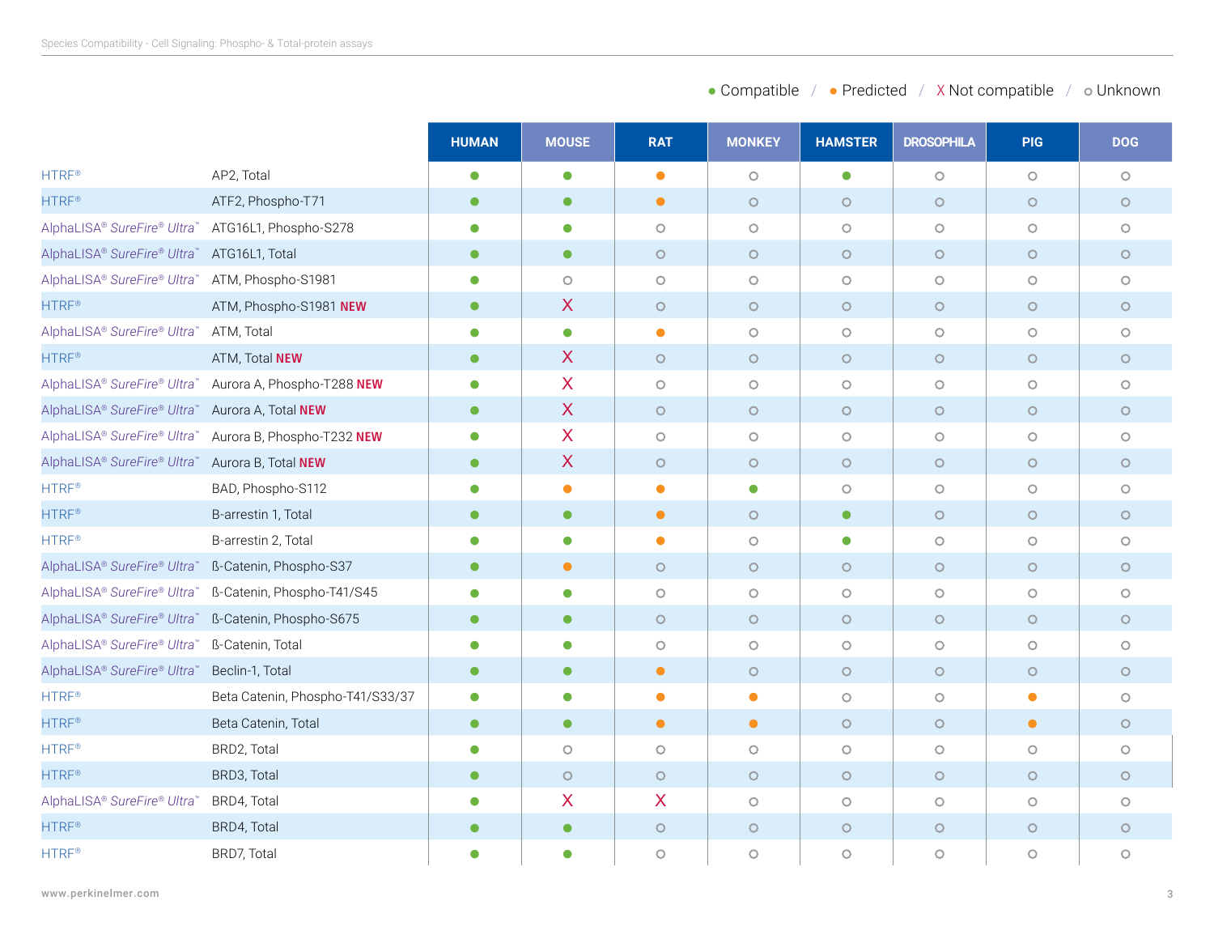● Compatible / ● Predicted / X Not compatible / ○ Unknown

| | | HUMAN | MOUSE | RAT | MONKEY | HAMSTER | DROSOPHILA | PIG | DOG |
|---|---|---|---|---|---|---|---|---|---|
| HTRF® | AP2, Total | ● Compatible | ● Compatible | ● Predicted | ○ | ● Compatible | ○ | ○ | ○ |
| HTRF® | ATF2, Phospho-T71 | ● Compatible | ● Compatible | ● Predicted | ○ | ○ | ○ | ○ | ○ |
| AlphaLISA® SureFire® Ultra™ | ATG16L1, Phospho-S278 | ● Compatible | ● Compatible | ○ | ○ | ○ | ○ | ○ | ○ |
| AlphaLISA® SureFire® Ultra™ | ATG16L1, Total | ● Compatible | ● Compatible | ○ | ○ | ○ | ○ | ○ | ○ |
| AlphaLISA® SureFire® Ultra™ | ATM, Phospho-S1981 | ● Compatible | ○ | ○ | ○ | ○ | ○ | ○ | ○ |
| HTRF® | ATM, Phospho-S1981 **NEW** | ● Compatible | X | ○ | ○ | ○ | ○ | ○ | ○ |
| AlphaLISA® SureFire® Ultra™ | ATM, Total | ● Compatible | ● Compatible | ● Predicted | ○ | ○ | ○ | ○ | ○ |
| HTRF® | ATM, Total **NEW** | ● Compatible | X | ○ | ○ | ○ | ○ | ○ | ○ |
| AlphaLISA® SureFire® Ultra™ | Aurora A, Phospho-T288 **NEW** | ● Compatible | X | ○ | ○ | ○ | ○ | ○ | ○ |
| AlphaLISA® SureFire® Ultra™ | Aurora A, Total **NEW** | ● Compatible | X | ○ | ○ | ○ | ○ | ○ | ○ |
| AlphaLISA® SureFire® Ultra™ | Aurora B, Phospho-T232 **NEW** | ● Compatible | X | ○ | ○ | ○ | ○ | ○ | ○ |
| AlphaLISA® SureFire® Ultra™ | Aurora B, Total **NEW** | ● Compatible | X | ○ | ○ | ○ | ○ | ○ | ○ |
| HTRF® | BAD, Phospho-S112 | ● Compatible | ● Predicted | ● Predicted | ● Compatible | ○ | ○ | ○ | ○ |
| HTRF® | B-arrestin 1, Total | ● Compatible | ● Compatible | ● Predicted | ○ | ● Compatible | ○ | ○ | ○ |
| HTRF® | B-arrestin 2, Total | ● Compatible | ● Compatible | ● Predicted | ○ | ● Compatible | ○ | ○ | ○ |
| AlphaLISA® SureFire® Ultra™ | ß-Catenin, Phospho-S37 | ● Compatible | ● Predicted | ○ | ○ | ○ | ○ | ○ | ○ |
| AlphaLISA® SureFire® Ultra™ | ß-Catenin, Phospho-T41/S45 | ● Compatible | ● Compatible | ○ | ○ | ○ | ○ | ○ | ○ |
| AlphaLISA® SureFire® Ultra™ | ß-Catenin, Phospho-S675 | ● Compatible | ● Compatible | ○ | ○ | ○ | ○ | ○ | ○ |
| AlphaLISA® SureFire® Ultra™ | ß-Catenin, Total | ● Compatible | ● Compatible | ○ | ○ | ○ | ○ | ○ | ○ |
| AlphaLISA® SureFire® Ultra™ | Beclin-1, Total | ● Compatible | ● Compatible | ● Predicted | ○ | ○ | ○ | ○ | ○ |
| HTRF® | Beta Catenin, Phospho-T41/S33/37 | ● Compatible | ● Compatible | ● Predicted | ● Predicted | ○ | ○ | ● Predicted | ○ |
| HTRF® | Beta Catenin, Total | ● Compatible | ● Compatible | ● Predicted | ● Predicted | ○ | ○ | ● Predicted | ○ |
| HTRF® | BRD2, Total | ● Compatible | ○ | ○ | ○ | ○ | ○ | ○ | ○ |
| HTRF® | BRD3, Total | ● Compatible | ○ | ○ | ○ | ○ | ○ | ○ | ○ |
| AlphaLISA® SureFire® Ultra™ | BRD4, Total | ● Compatible | X | X | ○ | ○ | ○ | ○ | ○ |
| HTRF® | BRD4, Total | ● Compatible | ● Compatible | ○ | ○ | ○ | ○ | ○ | ○ |
| HTRF® | BRD7, Total | ● Compatible | ● Compatible | ○ | ○ | ○ | ○ | ○ | ○ |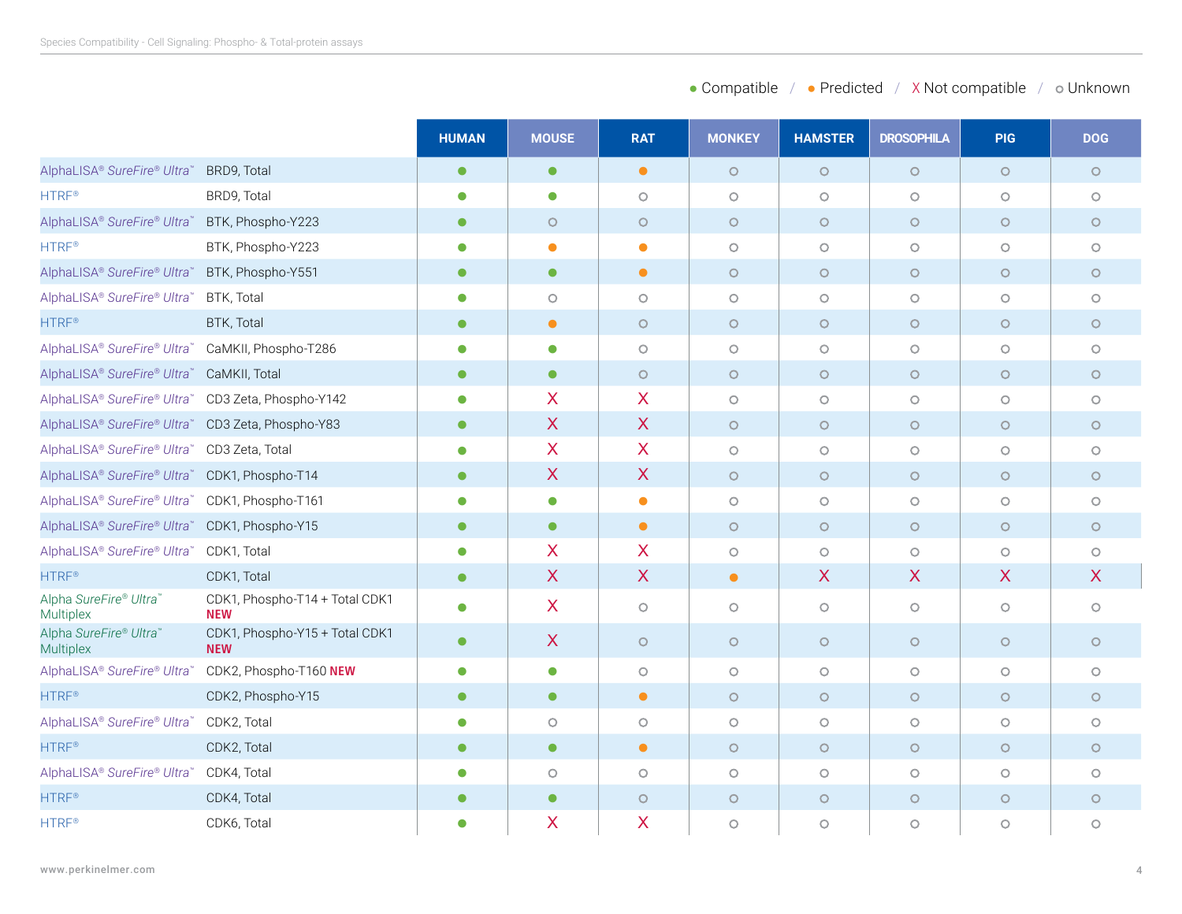● Compatible / ● Predicted / X Not compatible / ○ Unknown

| | | HUMAN | MOUSE | RAT | MONKEY | HAMSTER | DROSOPHILA | PIG | DOG |
|---|---|---|---|---|---|---|---|---|---|
| AlphaLISA® SureFire® Ultra™ | BRD9, Total | ● Compatible | ● Compatible | ● Predicted | ○ | ○ | ○ | ○ | ○ |
| HTRF® | BRD9, Total | ● Compatible | ● Compatible | ○ | ○ | ○ | ○ | ○ | ○ |
| AlphaLISA® SureFire® Ultra™ | BTK, Phospho-Y223 | ● Compatible | ○ | ○ | ○ | ○ | ○ | ○ | ○ |
| HTRF® | BTK, Phospho-Y223 | ● Compatible | ● Predicted | ● Predicted | ○ | ○ | ○ | ○ | ○ |
| AlphaLISA® SureFire® Ultra™ | BTK, Phospho-Y551 | ● Compatible | ● Compatible | ● Predicted | ○ | ○ | ○ | ○ | ○ |
| AlphaLISA® SureFire® Ultra™ | BTK, Total | ● Compatible | ○ | ○ | ○ | ○ | ○ | ○ | ○ |
| HTRF® | BTK, Total | ● Compatible | ● Predicted | ○ | ○ | ○ | ○ | ○ | ○ |
| AlphaLISA® SureFire® Ultra™ | CaMKII, Phospho-T286 | ● Compatible | ● Compatible | ○ | ○ | ○ | ○ | ○ | ○ |
| AlphaLISA® SureFire® Ultra™ | CaMKII, Total | ● Compatible | ● Compatible | ○ | ○ | ○ | ○ | ○ | ○ |
| AlphaLISA® SureFire® Ultra™ | CD3 Zeta, Phospho-Y142 | ● Compatible | X | X | ○ | ○ | ○ | ○ | ○ |
| AlphaLISA® SureFire® Ultra™ | CD3 Zeta, Phospho-Y83 | ● Compatible | X | X | ○ | ○ | ○ | ○ | ○ |
| AlphaLISA® SureFire® Ultra™ | CD3 Zeta, Total | ● Compatible | X | X | ○ | ○ | ○ | ○ | ○ |
| AlphaLISA® SureFire® Ultra™ | CDK1, Phospho-T14 | ● Compatible | X | X | ○ | ○ | ○ | ○ | ○ |
| AlphaLISA® SureFire® Ultra™ | CDK1, Phospho-T161 | ● Compatible | ● Compatible | ● Predicted | ○ | ○ | ○ | ○ | ○ |
| AlphaLISA® SureFire® Ultra™ | CDK1, Phospho-Y15 | ● Compatible | ● Compatible | ● Predicted | ○ | ○ | ○ | ○ | ○ |
| AlphaLISA® SureFire® Ultra™ | CDK1, Total | ● Compatible | X | X | ○ | ○ | ○ | ○ | ○ |
| HTRF® | CDK1, Total | ● Compatible | X | X | ● Predicted | X | X | X | X |
| Alpha SureFire® Ultra™ Multiplex | CDK1, Phospho-T14 + Total CDK1 **NEW** | ● Compatible | X | ○ | ○ | ○ | ○ | ○ | ○ |
| Alpha SureFire® Ultra™ Multiplex | CDK1, Phospho-Y15 + Total CDK1 **NEW** | ● Compatible | X | ○ | ○ | ○ | ○ | ○ | ○ |
| AlphaLISA® SureFire® Ultra™ | CDK2, Phospho-T160 **NEW** | ● Compatible | ● Compatible | ○ | ○ | ○ | ○ | ○ | ○ |
| HTRF® | CDK2, Phospho-Y15 | ● Compatible | ● Compatible | ● Predicted | ○ | ○ | ○ | ○ | ○ |
| AlphaLISA® SureFire® Ultra™ | CDK2, Total | ● Compatible | ○ | ○ | ○ | ○ | ○ | ○ | ○ |
| HTRF® | CDK2, Total | ● Compatible | ● Compatible | ● Predicted | ○ | ○ | ○ | ○ | ○ |
| AlphaLISA® SureFire® Ultra™ | CDK4, Total | ● Compatible | ○ | ○ | ○ | ○ | ○ | ○ | ○ |
| HTRF® | CDK4, Total | ● Compatible | ● Compatible | ○ | ○ | ○ | ○ | ○ | ○ |
| HTRF® | CDK6, Total | ● Compatible | X | X | ○ | ○ | ○ | ○ | ○ |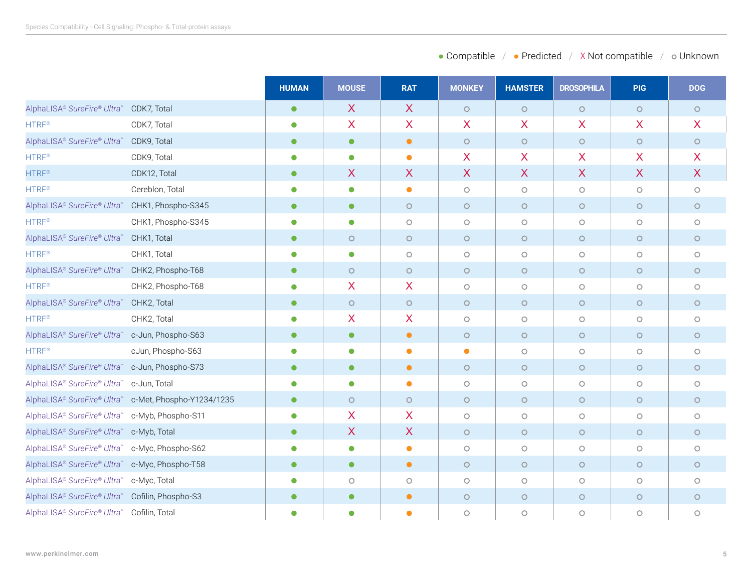● Compatible / ● Predicted / X Not compatible / ○ Unknown

| | | HUMAN | MOUSE | RAT | MONKEY | HAMSTER | DROSOPHILA | PIG | DOG |
|---|---|---|---|---|---|---|---|---|---|
| AlphaLISA® *SureFire® Ultra*™ | CDK7, Total | ● | X | X | ○ | ○ | ○ | ○ | ○ |
| HTRF® | CDK7, Total | ● | X | X | X | X | X | X | X |
| AlphaLISA® *SureFire® Ultra*™ | CDK9, Total | ● | ● | ● | ○ | ○ | ○ | ○ | ○ |
| HTRF® | CDK9, Total | ● | ● | ● | X | X | X | X | X |
| HTRF® | CDK12, Total | ● | X | X | X | X | X | X | X |
| HTRF® | Cereblon, Total | ● | ● | ● | ○ | ○ | ○ | ○ | ○ |
| AlphaLISA® *SureFire® Ultra*™ | CHK1, Phospho-S345 | ● | ● | ○ | ○ | ○ | ○ | ○ | ○ |
| HTRF® | CHK1, Phospho-S345 | ● | ● | ○ | ○ | ○ | ○ | ○ | ○ |
| AlphaLISA® *SureFire® Ultra*™ | CHK1, Total | ● | ○ | ○ | ○ | ○ | ○ | ○ | ○ |
| HTRF® | CHK1, Total | ● | ● | ○ | ○ | ○ | ○ | ○ | ○ |
| AlphaLISA® *SureFire® Ultra*™ | CHK2, Phospho-T68 | ● | ○ | ○ | ○ | ○ | ○ | ○ | ○ |
| HTRF® | CHK2, Phospho-T68 | ● | X | X | ○ | ○ | ○ | ○ | ○ |
| AlphaLISA® *SureFire® Ultra*™ | CHK2, Total | ● | ○ | ○ | ○ | ○ | ○ | ○ | ○ |
| HTRF® | CHK2, Total | ● | X | X | ○ | ○ | ○ | ○ | ○ |
| AlphaLISA® *SureFire® Ultra*™ | c-Jun, Phospho-S63 | ● | ● | ● | ○ | ○ | ○ | ○ | ○ |
| HTRF® | cJun, Phospho-S63 | ● | ● | ● | ● | ○ | ○ | ○ | ○ |
| AlphaLISA® *SureFire® Ultra*™ | c-Jun, Phospho-S73 | ● | ● | ● | ○ | ○ | ○ | ○ | ○ |
| AlphaLISA® *SureFire® Ultra*™ | c-Jun, Total | ● | ● | ● | ○ | ○ | ○ | ○ | ○ |
| AlphaLISA® *SureFire® Ultra*™ | c-Met, Phospho-Y1234/1235 | ● | ○ | ○ | ○ | ○ | ○ | ○ | ○ |
| AlphaLISA® *SureFire® Ultra*™ | c-Myb, Phospho-S11 | ● | X | X | ○ | ○ | ○ | ○ | ○ |
| AlphaLISA® *SureFire® Ultra*™ | c-Myb, Total | ● | X | X | ○ | ○ | ○ | ○ | ○ |
| AlphaLISA® *SureFire® Ultra*™ | c-Myc, Phospho-S62 | ● | ● | ● | ○ | ○ | ○ | ○ | ○ |
| AlphaLISA® *SureFire® Ultra*™ | c-Myc, Phospho-T58 | ● | ● | ● | ○ | ○ | ○ | ○ | ○ |
| AlphaLISA® *SureFire® Ultra*™ | c-Myc, Total | ● | ○ | ○ | ○ | ○ | ○ | ○ | ○ |
| AlphaLISA® *SureFire® Ultra*™ | Cofilin, Phospho-S3 | ● | ● | ● | ○ | ○ | ○ | ○ | ○ |
| AlphaLISA® *SureFire® Ultra*™ | Cofilin, Total | ● | ● | ● | ○ | ○ | ○ | ○ | ○ |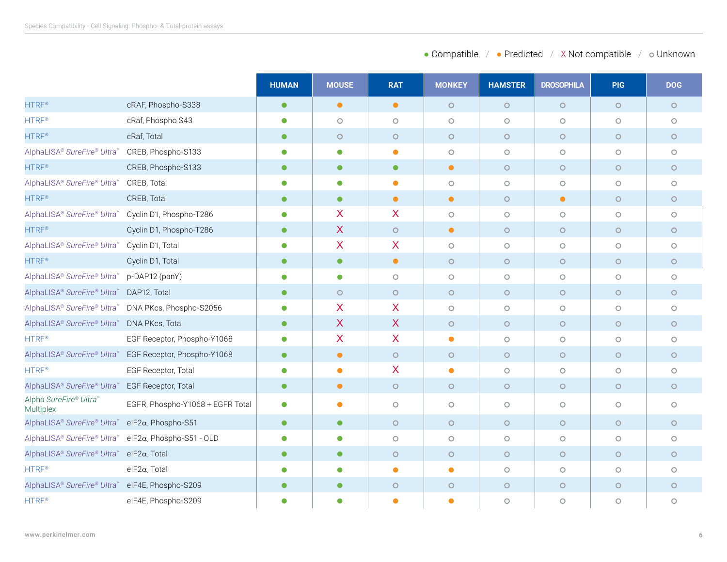● Compatible / ● Predicted / X Not compatible / ○ Unknown

| | | HUMAN | MOUSE | RAT | MONKEY | HAMSTER | DROSOPHILA | PIG | DOG |
|---|---|---|---|---|---|---|---|---|---|
| HTRF® | cRAF, Phospho-S338 | ● Compatible | ● Predicted | ● Predicted | ○ | ○ | ○ | ○ | ○ |
| HTRF® | cRaf, Phospho S43 | ● Compatible | ○ | ○ | ○ | ○ | ○ | ○ | ○ |
| HTRF® | cRaf, Total | ● Compatible | ○ | ○ | ○ | ○ | ○ | ○ | ○ |
| AlphaLISA® *SureFire® Ultra*™ | CREB, Phospho-S133 | ● Compatible | ● Compatible | ● Predicted | ○ | ○ | ○ | ○ | ○ |
| HTRF® | CREB, Phospho-S133 | ● Compatible | ● Compatible | ● Compatible | ● Predicted | ○ | ○ | ○ | ○ |
| AlphaLISA® *SureFire® Ultra*™ | CREB, Total | ● Compatible | ● Compatible | ● Predicted | ○ | ○ | ○ | ○ | ○ |
| HTRF® | CREB, Total | ● Compatible | ● Compatible | ● Predicted | ● Predicted | ○ | ● Predicted | ○ | ○ |
| AlphaLISA® *SureFire® Ultra*™ | Cyclin D1, Phospho-T286 | ● Compatible | X | X | ○ | ○ | ○ | ○ | ○ |
| HTRF® | Cyclin D1, Phospho-T286 | ● Compatible | X | ○ | ● Predicted | ○ | ○ | ○ | ○ |
| AlphaLISA® *SureFire® Ultra*™ | Cyclin D1, Total | ● Compatible | X | X | ○ | ○ | ○ | ○ | ○ |
| HTRF® | Cyclin D1, Total | ● Compatible | ● Compatible | ● Predicted | ○ | ○ | ○ | ○ | ○ |
| AlphaLISA® *SureFire® Ultra*™ | p-DAP12 (panY) | ● Compatible | ● Compatible | ○ | ○ | ○ | ○ | ○ | ○ |
| AlphaLISA® *SureFire® Ultra*™ | DAP12, Total | ● Compatible | ○ | ○ | ○ | ○ | ○ | ○ | ○ |
| AlphaLISA® *SureFire® Ultra*™ | DNA PKcs, Phospho-S2056 | ● Compatible | X | X | ○ | ○ | ○ | ○ | ○ |
| AlphaLISA® *SureFire® Ultra*™ | DNA PKcs, Total | ● Compatible | X | X | ○ | ○ | ○ | ○ | ○ |
| HTRF® | EGF Receptor, Phospho-Y1068 | ● Compatible | X | X | ● Predicted | ○ | ○ | ○ | ○ |
| AlphaLISA® *SureFire® Ultra*™ | EGF Receptor, Phospho-Y1068 | ● Compatible | ● Predicted | ○ | ○ | ○ | ○ | ○ | ○ |
| HTRF® | EGF Receptor, Total | ● Compatible | ● Predicted | X | ● Predicted | ○ | ○ | ○ | ○ |
| AlphaLISA® *SureFire® Ultra*™ | EGF Receptor, Total | ● Compatible | ● Predicted | ○ | ○ | ○ | ○ | ○ | ○ |
| Alpha *SureFire® Ultra*™ Multiplex | EGFR, Phospho-Y1068 + EGFR Total | ● Compatible | ● Predicted | ○ | ○ | ○ | ○ | ○ | ○ |
| AlphaLISA® *SureFire® Ultra*™ | eIF2α, Phospho-S51 | ● Compatible | ● Compatible | ○ | ○ | ○ | ○ | ○ | ○ |
| AlphaLISA® *SureFire® Ultra*™ | eIF2α, Phospho-S51 - OLD | ● Compatible | ● Compatible | ○ | ○ | ○ | ○ | ○ | ○ |
| AlphaLISA® *SureFire® Ultra*™ | eIF2α, Total | ● Compatible | ● Compatible | ○ | ○ | ○ | ○ | ○ | ○ |
| HTRF® | eIF2α, Total | ● Compatible | ● Compatible | ● Predicted | ● Predicted | ○ | ○ | ○ | ○ |
| AlphaLISA® *SureFire® Ultra*™ | eIF4E, Phospho-S209 | ● Compatible | ● Compatible | ○ | ○ | ○ | ○ | ○ | ○ |
| HTRF® | eIF4E, Phospho-S209 | ● Compatible | ● Compatible | ● Predicted | ● Predicted | ○ | ○ | ○ | ○ |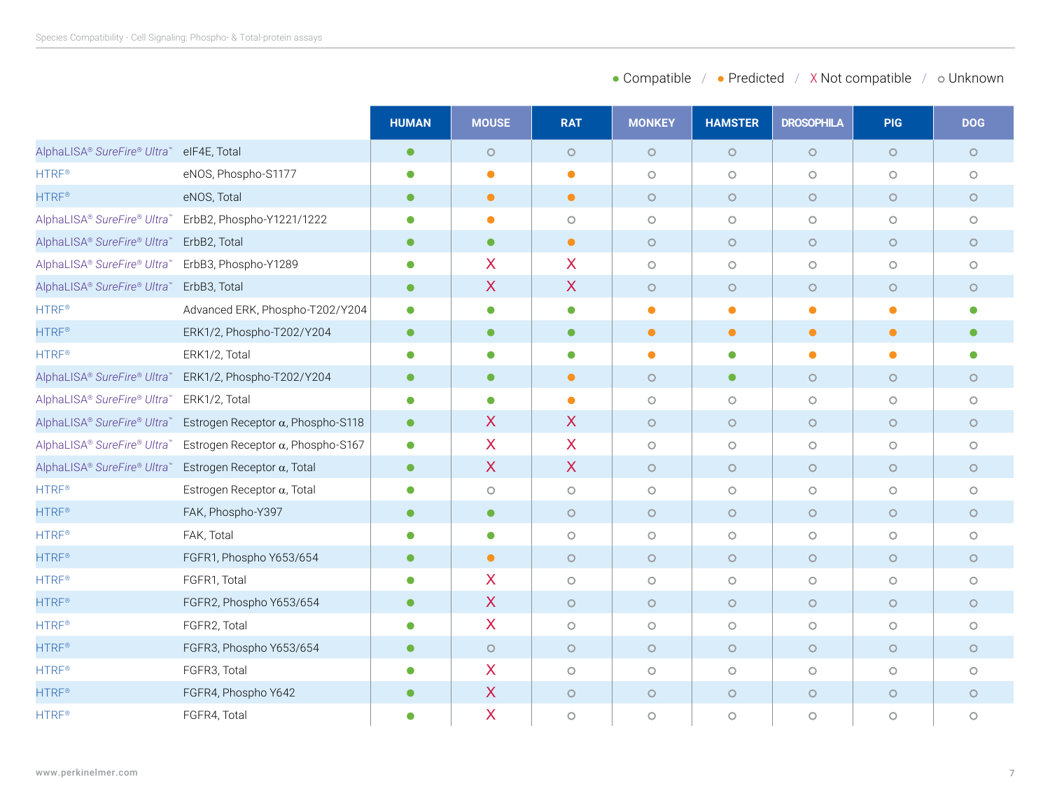● Compatible / ● Predicted / X Not compatible / ○ Unknown

| | | HUMAN | MOUSE | RAT | MONKEY | HAMSTER | DROSOPHILA | PIG | DOG |
|---|---|---|---|---|---|---|---|---|---|
| AlphaLISA® *SureFire® Ultra*™ | eIF4E, Total | ● Compatible | ○ | ○ | ○ | ○ | ○ | ○ | ○ |
| HTRF® | eNOS, Phospho-S1177 | ● Compatible | ● Predicted | ● Predicted | ○ | ○ | ○ | ○ | ○ |
| HTRF® | eNOS, Total | ● Compatible | ● Predicted | ● Predicted | ○ | ○ | ○ | ○ | ○ |
| AlphaLISA® *SureFire® Ultra*™ | ErbB2, Phospho-Y1221/1222 | ● Compatible | ● Predicted | ○ | ○ | ○ | ○ | ○ | ○ |
| AlphaLISA® *SureFire® Ultra*™ | ErbB2, Total | ● Compatible | ● Compatible | ● Predicted | ○ | ○ | ○ | ○ | ○ |
| AlphaLISA® *SureFire® Ultra*™ | ErbB3, Phospho-Y1289 | ● Compatible | X | X | ○ | ○ | ○ | ○ | ○ |
| AlphaLISA® *SureFire® Ultra*™ | ErbB3, Total | ● Compatible | X | X | ○ | ○ | ○ | ○ | ○ |
| HTRF® | Advanced ERK, Phospho-T202/Y204 | ● Compatible | ● Compatible | ● Compatible | ● Predicted | ● Predicted | ● Predicted | ● Predicted | ● Compatible |
| HTRF® | ERK1/2, Phospho-T202/Y204 | ● Compatible | ● Compatible | ● Compatible | ● Predicted | ● Predicted | ● Predicted | ● Predicted | ● Compatible |
| HTRF® | ERK1/2, Total | ● Compatible | ● Compatible | ● Compatible | ● Predicted | ● Compatible | ● Predicted | ● Predicted | ● Compatible |
| AlphaLISA® *SureFire® Ultra*™ | ERK1/2, Phospho-T202/Y204 | ● Compatible | ● Compatible | ● Predicted | ○ | ● Compatible | ○ | ○ | ○ |
| AlphaLISA® *SureFire® Ultra*™ | ERK1/2, Total | ● Compatible | ● Compatible | ● Predicted | ○ | ○ | ○ | ○ | ○ |
| AlphaLISA® *SureFire® Ultra*™ | Estrogen Receptor α, Phospho-S118 | ● Compatible | X | X | ○ | ○ | ○ | ○ | ○ |
| AlphaLISA® *SureFire® Ultra*™ | Estrogen Receptor α, Phospho-S167 | ● Compatible | X | X | ○ | ○ | ○ | ○ | ○ |
| AlphaLISA® *SureFire® Ultra*™ | Estrogen Receptor α, Total | ● Compatible | X | X | ○ | ○ | ○ | ○ | ○ |
| HTRF® | Estrogen Receptor α, Total | ● Compatible | ○ | ○ | ○ | ○ | ○ | ○ | ○ |
| HTRF® | FAK, Phospho-Y397 | ● Compatible | ● Compatible | ○ | ○ | ○ | ○ | ○ | ○ |
| HTRF® | FAK, Total | ● Compatible | ● Compatible | ○ | ○ | ○ | ○ | ○ | ○ |
| HTRF® | FGFR1, Phospho Y653/654 | ● Compatible | ● Predicted | ○ | ○ | ○ | ○ | ○ | ○ |
| HTRF® | FGFR1, Total | ● Compatible | X | ○ | ○ | ○ | ○ | ○ | ○ |
| HTRF® | FGFR2, Phospho Y653/654 | ● Compatible | X | ○ | ○ | ○ | ○ | ○ | ○ |
| HTRF® | FGFR2, Total | ● Compatible | X | ○ | ○ | ○ | ○ | ○ | ○ |
| HTRF® | FGFR3, Phospho Y653/654 | ● Compatible | ○ | ○ | ○ | ○ | ○ | ○ | ○ |
| HTRF® | FGFR3, Total | ● Compatible | X | ○ | ○ | ○ | ○ | ○ | ○ |
| HTRF® | FGFR4, Phospho Y642 | ● Compatible | X | ○ | ○ | ○ | ○ | ○ | ○ |
| HTRF® | FGFR4, Total | ● Compatible | X | ○ | ○ | ○ | ○ | ○ | ○ |

www.perkinelmer.com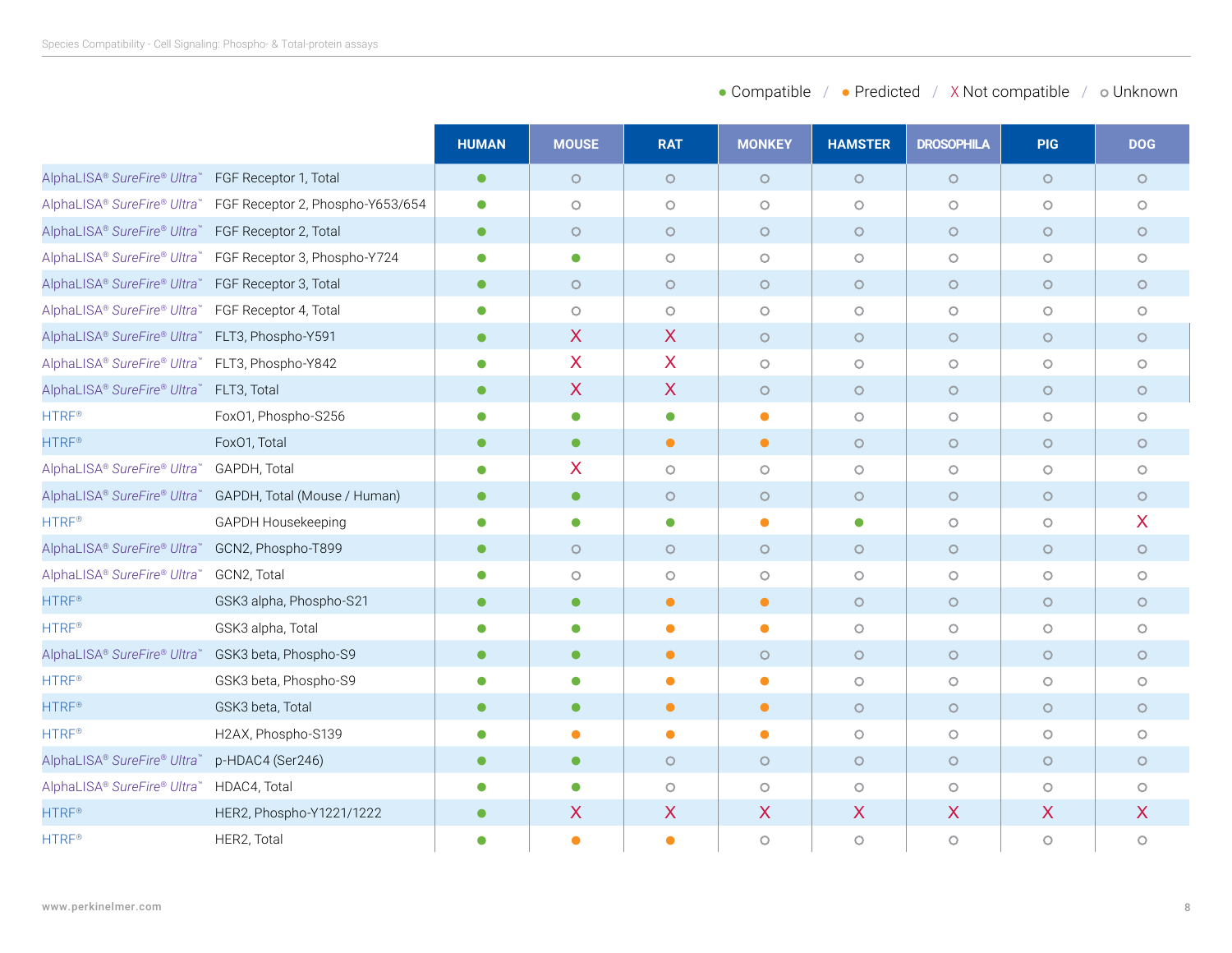● Compatible / ● Predicted / X Not compatible / ○ Unknown

| | | HUMAN | MOUSE | RAT | MONKEY | HAMSTER | DROSOPHILA | PIG | DOG |
|---|---|---|---|---|---|---|---|---|---|
| AlphaLISA® *SureFire® Ultra*™ | FGF Receptor 1, Total | ● | ○ | ○ | ○ | ○ | ○ | ○ | ○ |
| AlphaLISA® *SureFire® Ultra*™ | FGF Receptor 2, Phospho-Y653/654 | ● | ○ | ○ | ○ | ○ | ○ | ○ | ○ |
| AlphaLISA® *SureFire® Ultra*™ | FGF Receptor 2, Total | ● | ○ | ○ | ○ | ○ | ○ | ○ | ○ |
| AlphaLISA® *SureFire® Ultra*™ | FGF Receptor 3, Phospho-Y724 | ● | ● | ○ | ○ | ○ | ○ | ○ | ○ |
| AlphaLISA® *SureFire® Ultra*™ | FGF Receptor 3, Total | ● | ○ | ○ | ○ | ○ | ○ | ○ | ○ |
| AlphaLISA® *SureFire® Ultra*™ | FGF Receptor 4, Total | ● | ○ | ○ | ○ | ○ | ○ | ○ | ○ |
| AlphaLISA® *SureFire® Ultra*™ | FLT3, Phospho-Y591 | ● | X | X | ○ | ○ | ○ | ○ | ○ |
| AlphaLISA® *SureFire® Ultra*™ | FLT3, Phospho-Y842 | ● | X | X | ○ | ○ | ○ | ○ | ○ |
| AlphaLISA® *SureFire® Ultra*™ | FLT3, Total | ● | X | X | ○ | ○ | ○ | ○ | ○ |
| HTRF® | FoxO1, Phospho-S256 | ● | ● | ● | ● (Predicted) | ○ | ○ | ○ | ○ |
| HTRF® | FoxO1, Total | ● | ● | ● (Predicted) | ● (Predicted) | ○ | ○ | ○ | ○ |
| AlphaLISA® *SureFire® Ultra*™ | GAPDH, Total | ● | X | ○ | ○ | ○ | ○ | ○ | ○ |
| AlphaLISA® *SureFire® Ultra*™ | GAPDH, Total (Mouse / Human) | ● | ● | ○ | ○ | ○ | ○ | ○ | ○ |
| HTRF® | GAPDH Housekeeping | ● | ● | ● | ● (Predicted) | ● | ○ | ○ | X |
| AlphaLISA® *SureFire® Ultra*™ | GCN2, Phospho-T899 | ● | ○ | ○ | ○ | ○ | ○ | ○ | ○ |
| AlphaLISA® *SureFire® Ultra*™ | GCN2, Total | ● | ○ | ○ | ○ | ○ | ○ | ○ | ○ |
| HTRF® | GSK3 alpha, Phospho-S21 | ● | ● | ● (Predicted) | ● (Predicted) | ○ | ○ | ○ | ○ |
| HTRF® | GSK3 alpha, Total | ● | ● | ● (Predicted) | ● (Predicted) | ○ | ○ | ○ | ○ |
| AlphaLISA® *SureFire® Ultra*™ | GSK3 beta, Phospho-S9 | ● | ● | ● (Predicted) | ○ | ○ | ○ | ○ | ○ |
| HTRF® | GSK3 beta, Phospho-S9 | ● | ● | ● (Predicted) | ● (Predicted) | ○ | ○ | ○ | ○ |
| HTRF® | GSK3 beta, Total | ● | ● | ● (Predicted) | ● (Predicted) | ○ | ○ | ○ | ○ |
| HTRF® | H2AX, Phospho-S139 | ● | ● (Predicted) | ● (Predicted) | ● (Predicted) | ○ | ○ | ○ | ○ |
| AlphaLISA® *SureFire® Ultra*™ | p-HDAC4 (Ser246) | ● | ● | ○ | ○ | ○ | ○ | ○ | ○ |
| AlphaLISA® *SureFire® Ultra*™ | HDAC4, Total | ● | ● | ○ | ○ | ○ | ○ | ○ | ○ |
| HTRF® | HER2, Phospho-Y1221/1222 | ● | X | X | X | X | X | X | X |
| HTRF® | HER2, Total | ● | ● (Predicted) | ● (Predicted) | ○ | ○ | ○ | ○ | ○ |

www.perkinelmer.com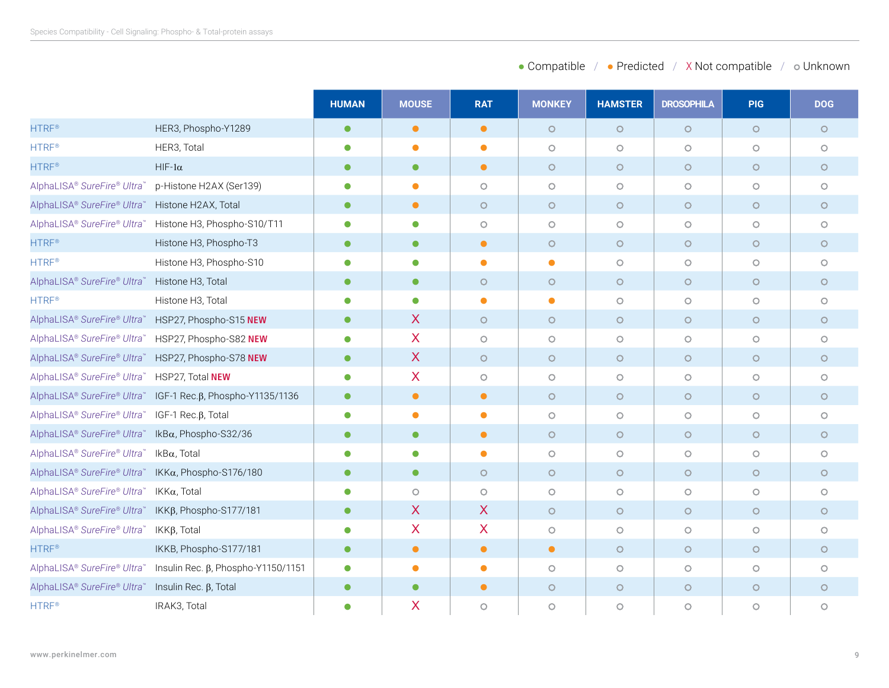● Compatible / ● Predicted / X Not compatible / ○ Unknown

| | | HUMAN | MOUSE | RAT | MONKEY | HAMSTER | DROSOPHILA | PIG | DOG |
|---|---|---|---|---|---|---|---|---|---|
| HTRF® | HER3, Phospho-Y1289 | ● Compatible | ● Predicted | ● Predicted | ○ | ○ | ○ | ○ | ○ |
| HTRF® | HER3, Total | ● Compatible | ● Predicted | ● Predicted | ○ | ○ | ○ | ○ | ○ |
| HTRF® | HIF-1α | ● Compatible | ● Compatible | ● Predicted | ○ | ○ | ○ | ○ | ○ |
| AlphaLISA® *SureFire® Ultra*™ | p-Histone H2AX (Ser139) | ● Compatible | ● Predicted | ○ | ○ | ○ | ○ | ○ | ○ |
| AlphaLISA® *SureFire® Ultra*™ | Histone H2AX, Total | ● Compatible | ● Predicted | ○ | ○ | ○ | ○ | ○ | ○ |
| AlphaLISA® *SureFire® Ultra*™ | Histone H3, Phospho-S10/T11 | ● Compatible | ● Compatible | ○ | ○ | ○ | ○ | ○ | ○ |
| HTRF® | Histone H3, Phospho-T3 | ● Compatible | ● Compatible | ● Predicted | ○ | ○ | ○ | ○ | ○ |
| HTRF® | Histone H3, Phospho-S10 | ● Compatible | ● Compatible | ● Predicted | ● Predicted | ○ | ○ | ○ | ○ |
| AlphaLISA® *SureFire® Ultra*™ | Histone H3, Total | ● Compatible | ● Compatible | ○ | ○ | ○ | ○ | ○ | ○ |
| HTRF® | Histone H3, Total | ● Compatible | ● Compatible | ● Predicted | ● Predicted | ○ | ○ | ○ | ○ |
| AlphaLISA® *SureFire® Ultra*™ | HSP27, Phospho-S15 **NEW** | ● Compatible | X | ○ | ○ | ○ | ○ | ○ | ○ |
| AlphaLISA® *SureFire® Ultra*™ | HSP27, Phospho-S82 **NEW** | ● Compatible | X | ○ | ○ | ○ | ○ | ○ | ○ |
| AlphaLISA® *SureFire® Ultra*™ | HSP27, Phospho-S78 **NEW** | ● Compatible | X | ○ | ○ | ○ | ○ | ○ | ○ |
| AlphaLISA® *SureFire® Ultra*™ | HSP27, Total **NEW** | ● Compatible | X | ○ | ○ | ○ | ○ | ○ | ○ |
| AlphaLISA® *SureFire® Ultra*™ | IGF-1 Rec.β, Phospho-Y1135/1136 | ● Compatible | ● Predicted | ● Predicted | ○ | ○ | ○ | ○ | ○ |
| AlphaLISA® *SureFire® Ultra*™ | IGF-1 Rec.β, Total | ● Compatible | ● Predicted | ● Predicted | ○ | ○ | ○ | ○ | ○ |
| AlphaLISA® *SureFire® Ultra*™ | IkBα, Phospho-S32/36 | ● Compatible | ● Compatible | ● Predicted | ○ | ○ | ○ | ○ | ○ |
| AlphaLISA® *SureFire® Ultra*™ | IkBα, Total | ● Compatible | ● Compatible | ● Predicted | ○ | ○ | ○ | ○ | ○ |
| AlphaLISA® *SureFire® Ultra*™ | IKKα, Phospho-S176/180 | ● Compatible | ● Compatible | ○ | ○ | ○ | ○ | ○ | ○ |
| AlphaLISA® *SureFire® Ultra*™ | IKKα, Total | ● Compatible | ○ | ○ | ○ | ○ | ○ | ○ | ○ |
| AlphaLISA® *SureFire® Ultra*™ | IKKβ, Phospho-S177/181 | ● Compatible | X | X | ○ | ○ | ○ | ○ | ○ |
| AlphaLISA® *SureFire® Ultra*™ | IKKβ, Total | ● Compatible | X | X | ○ | ○ | ○ | ○ | ○ |
| HTRF® | IKKB, Phospho-S177/181 | ● Compatible | ● Predicted | ● Predicted | ● Predicted | ○ | ○ | ○ | ○ |
| AlphaLISA® *SureFire® Ultra*™ | Insulin Rec. β, Phospho-Y1150/1151 | ● Compatible | ● Predicted | ● Predicted | ○ | ○ | ○ | ○ | ○ |
| AlphaLISA® *SureFire® Ultra*™ | Insulin Rec. β, Total | ● Compatible | ● Compatible | ● Predicted | ○ | ○ | ○ | ○ | ○ |
| HTRF® | IRAK3, Total | ● Compatible | X | ○ | ○ | ○ | ○ | ○ | ○ |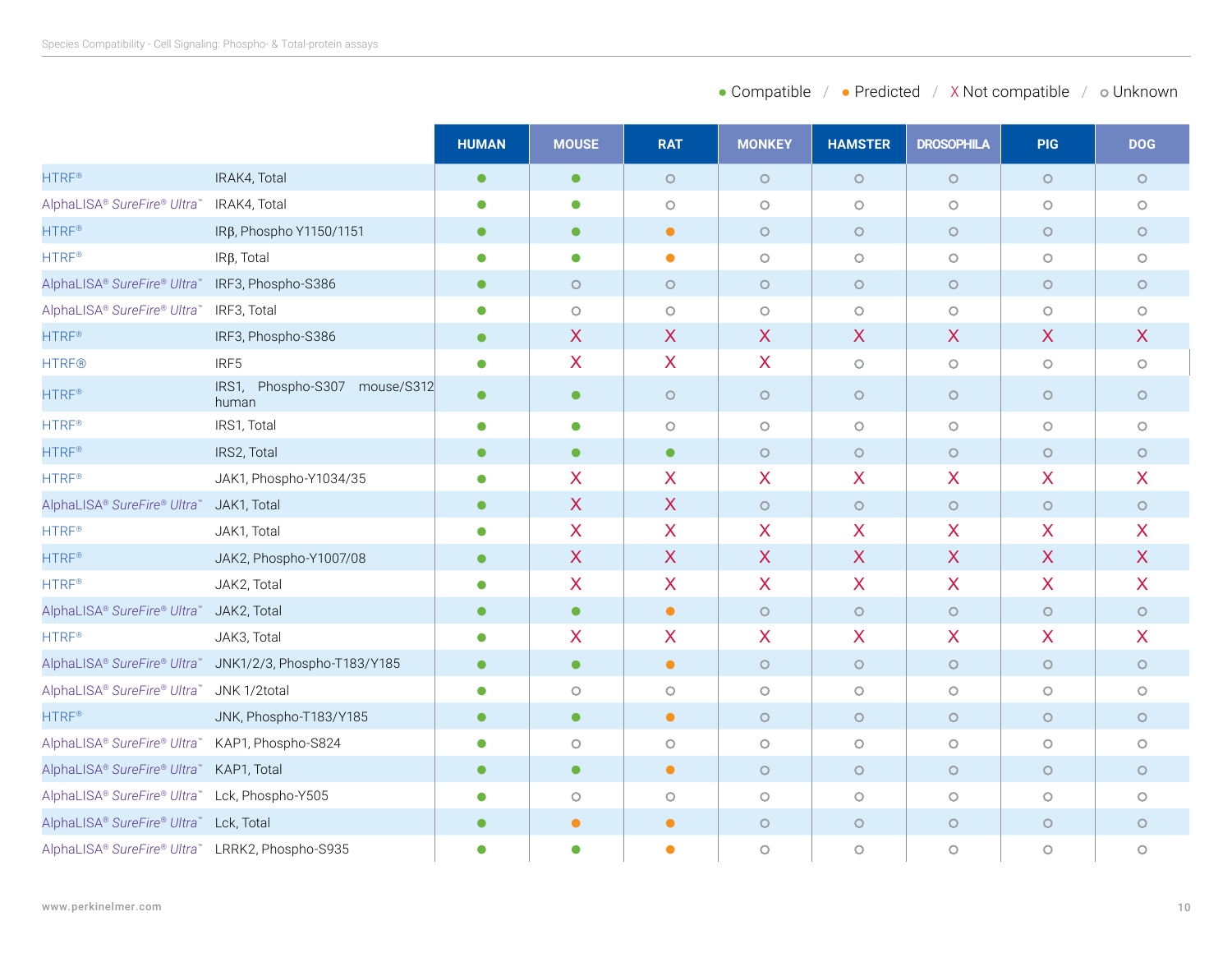● Compatible / ● Predicted / X Not compatible / ○ Unknown

| | | HUMAN | MOUSE | RAT | MONKEY | HAMSTER | DROSOPHILA | PIG | DOG |
|---|---|---|---|---|---|---|---|---|---|
| HTRF® | IRAK4, Total | ● | ● | ○ | ○ | ○ | ○ | ○ | ○ |
| AlphaLISA® SureFire® Ultra™ | IRAK4, Total | ● | ● | ○ | ○ | ○ | ○ | ○ | ○ |
| HTRF® | IRβ, Phospho Y1150/1151 | ● | ● | ● (Predicted) | ○ | ○ | ○ | ○ | ○ |
| HTRF® | IRβ, Total | ● | ● | ● (Predicted) | ○ | ○ | ○ | ○ | ○ |
| AlphaLISA® SureFire® Ultra™ | IRF3, Phospho-S386 | ● | ○ | ○ | ○ | ○ | ○ | ○ | ○ |
| AlphaLISA® SureFire® Ultra™ | IRF3, Total | ● | ○ | ○ | ○ | ○ | ○ | ○ | ○ |
| HTRF® | IRF3, Phospho-S386 | ● | X | X | X | X | X | X | X |
| HTRF® | IRF5 | ● | X | X | X | ○ | ○ | ○ | ○ |
| HTRF® | IRS1, Phospho-S307 mouse/S312 human | ● | ● | ○ | ○ | ○ | ○ | ○ | ○ |
| HTRF® | IRS1, Total | ● | ● | ○ | ○ | ○ | ○ | ○ | ○ |
| HTRF® | IRS2, Total | ● | ● | ● | ○ | ○ | ○ | ○ | ○ |
| HTRF® | JAK1, Phospho-Y1034/35 | ● | X | X | X | X | X | X | X |
| AlphaLISA® SureFire® Ultra™ | JAK1, Total | ● | X | X | ○ | ○ | ○ | ○ | ○ |
| HTRF® | JAK1, Total | ● | X | X | X | X | X | X | X |
| HTRF® | JAK2, Phospho-Y1007/08 | ● | X | X | X | X | X | X | X |
| HTRF® | JAK2, Total | ● | X | X | X | X | X | X | X |
| AlphaLISA® SureFire® Ultra™ | JAK2, Total | ● | ● | ● (Predicted) | ○ | ○ | ○ | ○ | ○ |
| HTRF® | JAK3, Total | ● | X | X | X | X | X | X | X |
| AlphaLISA® SureFire® Ultra™ | JNK1/2/3, Phospho-T183/Y185 | ● | ● | ● (Predicted) | ○ | ○ | ○ | ○ | ○ |
| AlphaLISA® SureFire® Ultra™ | JNK 1/2total | ● | ○ | ○ | ○ | ○ | ○ | ○ | ○ |
| HTRF® | JNK, Phospho-T183/Y185 | ● | ● | ● (Predicted) | ○ | ○ | ○ | ○ | ○ |
| AlphaLISA® SureFire® Ultra™ | KAP1, Phospho-S824 | ● | ○ | ○ | ○ | ○ | ○ | ○ | ○ |
| AlphaLISA® SureFire® Ultra™ | KAP1, Total | ● | ● | ● (Predicted) | ○ | ○ | ○ | ○ | ○ |
| AlphaLISA® SureFire® Ultra™ | Lck, Phospho-Y505 | ● | ○ | ○ | ○ | ○ | ○ | ○ | ○ |
| AlphaLISA® SureFire® Ultra™ | Lck, Total | ● | ● (Predicted) | ● (Predicted) | ○ | ○ | ○ | ○ | ○ |
| AlphaLISA® SureFire® Ultra™ | LRRK2, Phospho-S935 | ● | ● | ● (Predicted) | ○ | ○ | ○ | ○ | ○ |

www.perkinelmer.com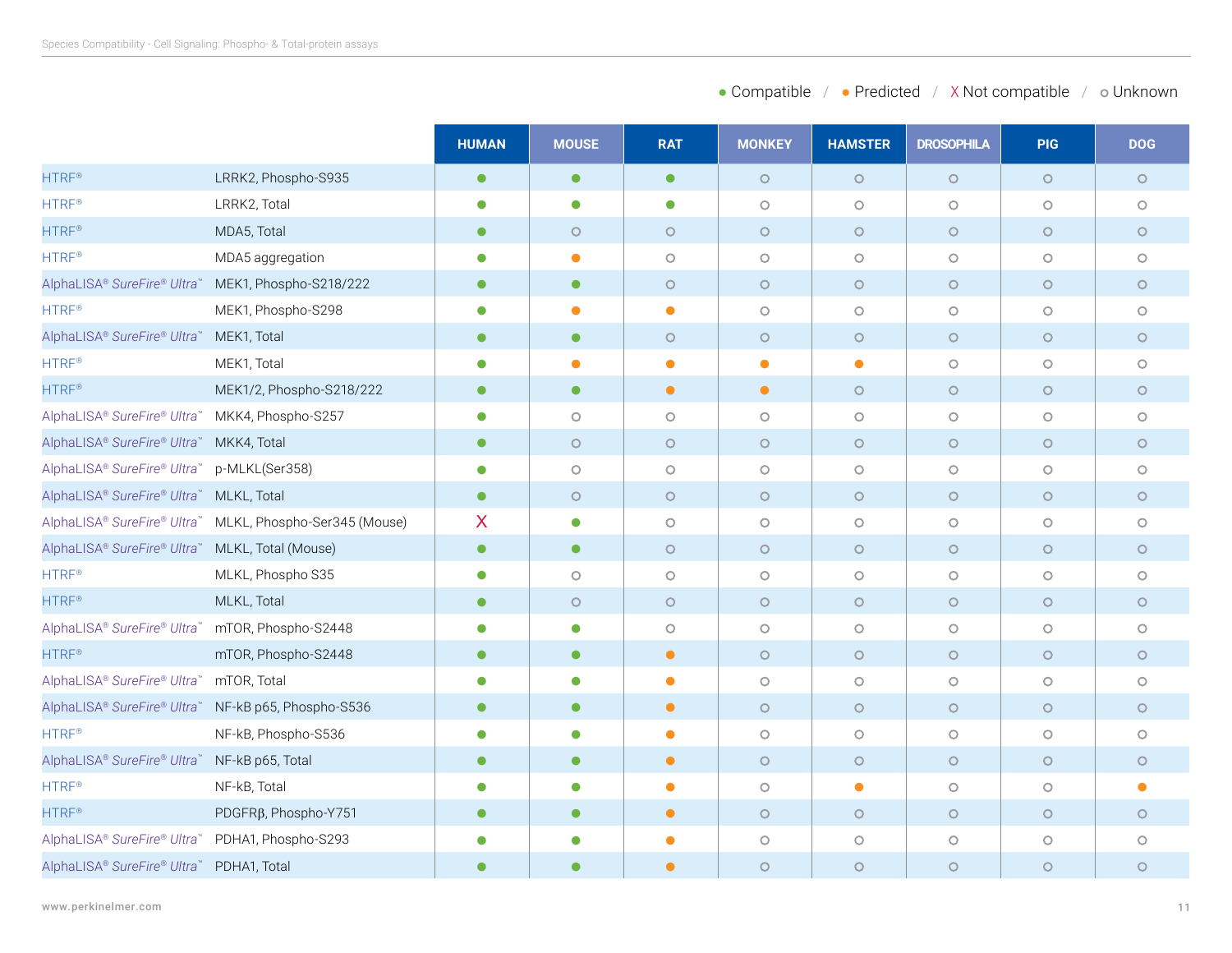● Compatible / ● Predicted / X Not compatible / ○ Unknown

| | | HUMAN | MOUSE | RAT | MONKEY | HAMSTER | DROSOPHILA | PIG | DOG |
|---|---|---|---|---|---|---|---|---|---|
| HTRF® | LRRK2, Phospho-S935 | Compatible | Compatible | Compatible | Unknown | Unknown | Unknown | Unknown | Unknown |
| HTRF® | LRRK2, Total | Compatible | Compatible | Compatible | Unknown | Unknown | Unknown | Unknown | Unknown |
| HTRF® | MDA5, Total | Compatible | Unknown | Unknown | Unknown | Unknown | Unknown | Unknown | Unknown |
| HTRF® | MDA5 aggregation | Compatible | Predicted | Unknown | Unknown | Unknown | Unknown | Unknown | Unknown |
| AlphaLISA® *SureFire® Ultra*™ | MEK1, Phospho-S218/222 | Compatible | Compatible | Unknown | Unknown | Unknown | Unknown | Unknown | Unknown |
| HTRF® | MEK1, Phospho-S298 | Compatible | Predicted | Predicted | Unknown | Unknown | Unknown | Unknown | Unknown |
| AlphaLISA® *SureFire® Ultra*™ | MEK1, Total | Compatible | Compatible | Unknown | Unknown | Unknown | Unknown | Unknown | Unknown |
| HTRF® | MEK1, Total | Compatible | Predicted | Predicted | Predicted | Predicted | Unknown | Unknown | Unknown |
| HTRF® | MEK1/2, Phospho-S218/222 | Compatible | Compatible | Predicted | Predicted | Unknown | Unknown | Unknown | Unknown |
| AlphaLISA® *SureFire® Ultra*™ | MKK4, Phospho-S257 | Compatible | Unknown | Unknown | Unknown | Unknown | Unknown | Unknown | Unknown |
| AlphaLISA® *SureFire® Ultra*™ | MKK4, Total | Compatible | Unknown | Unknown | Unknown | Unknown | Unknown | Unknown | Unknown |
| AlphaLISA® *SureFire® Ultra*™ | p-MLKL(Ser358) | Compatible | Unknown | Unknown | Unknown | Unknown | Unknown | Unknown | Unknown |
| AlphaLISA® *SureFire® Ultra*™ | MLKL, Total | Compatible | Unknown | Unknown | Unknown | Unknown | Unknown | Unknown | Unknown |
| AlphaLISA® *SureFire® Ultra*™ | MLKL, Phospho-Ser345 (Mouse) | Not compatible | Compatible | Unknown | Unknown | Unknown | Unknown | Unknown | Unknown |
| AlphaLISA® *SureFire® Ultra*™ | MLKL, Total (Mouse) | Compatible | Compatible | Unknown | Unknown | Unknown | Unknown | Unknown | Unknown |
| HTRF® | MLKL, Phospho S35 | Compatible | Unknown | Unknown | Unknown | Unknown | Unknown | Unknown | Unknown |
| HTRF® | MLKL, Total | Compatible | Unknown | Unknown | Unknown | Unknown | Unknown | Unknown | Unknown |
| AlphaLISA® *SureFire® Ultra*™ | mTOR, Phospho-S2448 | Compatible | Compatible | Unknown | Unknown | Unknown | Unknown | Unknown | Unknown |
| HTRF® | mTOR, Phospho-S2448 | Compatible | Compatible | Predicted | Unknown | Unknown | Unknown | Unknown | Unknown |
| AlphaLISA® *SureFire® Ultra*™ | mTOR, Total | Compatible | Compatible | Predicted | Unknown | Unknown | Unknown | Unknown | Unknown |
| AlphaLISA® *SureFire® Ultra*™ | NF-kB p65, Phospho-S536 | Compatible | Compatible | Predicted | Unknown | Unknown | Unknown | Unknown | Unknown |
| HTRF® | NF-kB, Phospho-S536 | Compatible | Compatible | Predicted | Unknown | Unknown | Unknown | Unknown | Unknown |
| AlphaLISA® *SureFire® Ultra*™ | NF-kB p65, Total | Compatible | Compatible | Predicted | Unknown | Unknown | Unknown | Unknown | Unknown |
| HTRF® | NF-kB, Total | Compatible | Compatible | Predicted | Unknown | Predicted | Unknown | Unknown | Predicted |
| HTRF® | PDGFRβ, Phospho-Y751 | Compatible | Compatible | Predicted | Unknown | Unknown | Unknown | Unknown | Unknown |
| AlphaLISA® *SureFire® Ultra*™ | PDHA1, Phospho-S293 | Compatible | Compatible | Predicted | Unknown | Unknown | Unknown | Unknown | Unknown |
| AlphaLISA® *SureFire® Ultra*™ | PDHA1, Total | Compatible | Compatible | Predicted | Unknown | Unknown | Unknown | Unknown | Unknown |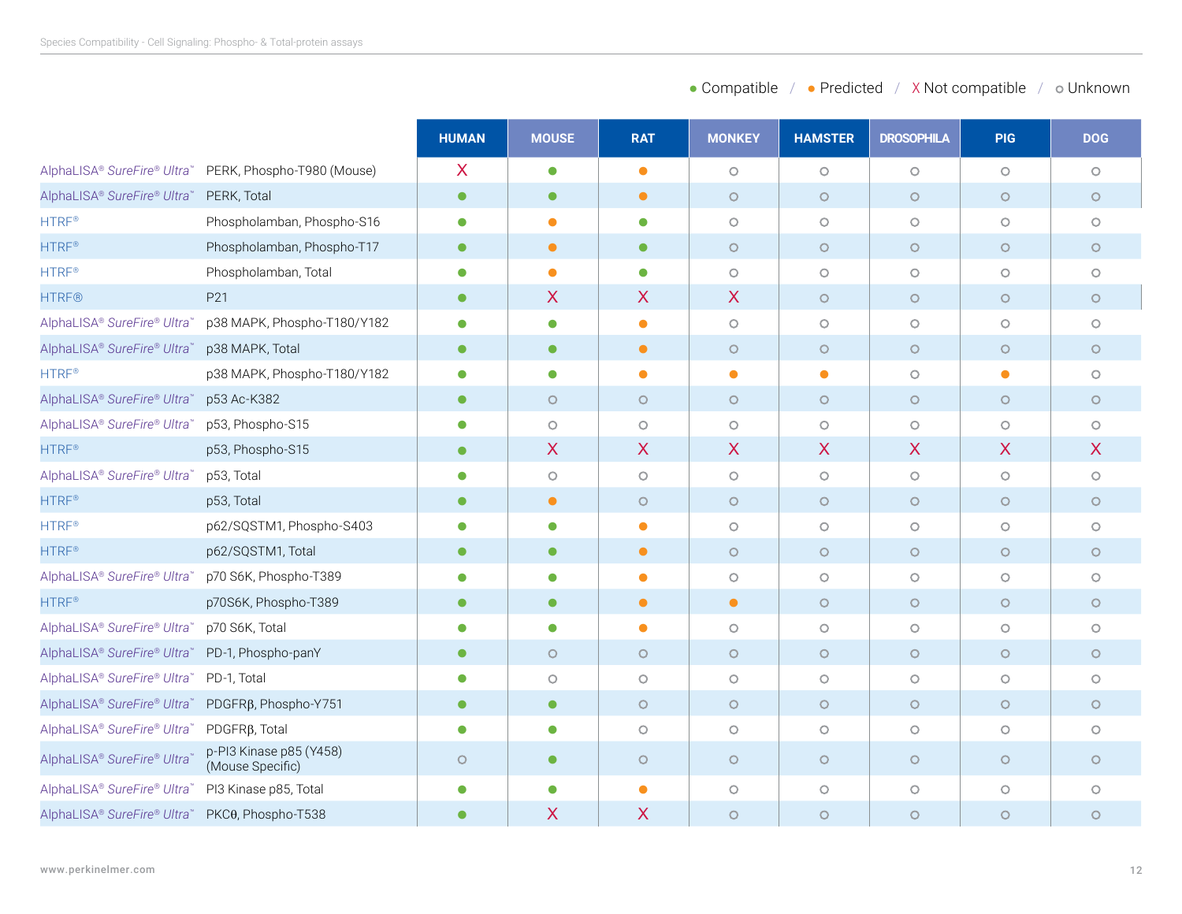● Compatible / ● Predicted / X Not compatible / ○ Unknown

| | | HUMAN | MOUSE | RAT | MONKEY | HAMSTER | DROSOPHILA | PIG | DOG |
|---|---|---|---|---|---|---|---|---|---|
| AlphaLISA® SureFire® Ultra™ | PERK, Phospho-T980 (Mouse) | X | ● Compatible | ● Predicted | ○ | ○ | ○ | ○ | ○ |
| AlphaLISA® SureFire® Ultra™ | PERK, Total | ● Compatible | ● Compatible | ● Predicted | ○ | ○ | ○ | ○ | ○ |
| HTRF® | Phospholamban, Phospho-S16 | ● Compatible | ● Predicted | ● Compatible | ○ | ○ | ○ | ○ | ○ |
| HTRF® | Phospholamban, Phospho-T17 | ● Compatible | ● Predicted | ● Compatible | ○ | ○ | ○ | ○ | ○ |
| HTRF® | Phospholamban, Total | ● Compatible | ● Predicted | ● Compatible | ○ | ○ | ○ | ○ | ○ |
| HTRF® | P21 | ● Compatible | X | X | X | ○ | ○ | ○ | ○ |
| AlphaLISA® SureFire® Ultra™ | p38 MAPK, Phospho-T180/Y182 | ● Compatible | ● Compatible | ● Predicted | ○ | ○ | ○ | ○ | ○ |
| AlphaLISA® SureFire® Ultra™ | p38 MAPK, Total | ● Compatible | ● Compatible | ● Predicted | ○ | ○ | ○ | ○ | ○ |
| HTRF® | p38 MAPK, Phospho-T180/Y182 | ● Compatible | ● Compatible | ● Predicted | ● Predicted | ● Predicted | ○ | ● Predicted | ○ |
| AlphaLISA® SureFire® Ultra™ | p53 Ac-K382 | ● Compatible | ○ | ○ | ○ | ○ | ○ | ○ | ○ |
| AlphaLISA® SureFire® Ultra™ | p53, Phospho-S15 | ● Compatible | ○ | ○ | ○ | ○ | ○ | ○ | ○ |
| HTRF® | p53, Phospho-S15 | ● Compatible | X | X | X | X | X | X | X |
| AlphaLISA® SureFire® Ultra™ | p53, Total | ● Compatible | ○ | ○ | ○ | ○ | ○ | ○ | ○ |
| HTRF® | p53, Total | ● Compatible | ● Predicted | ○ | ○ | ○ | ○ | ○ | ○ |
| HTRF® | p62/SQSTM1, Phospho-S403 | ● Compatible | ● Compatible | ● Predicted | ○ | ○ | ○ | ○ | ○ |
| HTRF® | p62/SQSTM1, Total | ● Compatible | ● Compatible | ● Predicted | ○ | ○ | ○ | ○ | ○ |
| AlphaLISA® SureFire® Ultra™ | p70 S6K, Phospho-T389 | ● Compatible | ● Compatible | ● Predicted | ○ | ○ | ○ | ○ | ○ |
| HTRF® | p70S6K, Phospho-T389 | ● Compatible | ● Compatible | ● Predicted | ● Predicted | ○ | ○ | ○ | ○ |
| AlphaLISA® SureFire® Ultra™ | p70 S6K, Total | ● Compatible | ● Compatible | ● Predicted | ○ | ○ | ○ | ○ | ○ |
| AlphaLISA® SureFire® Ultra™ | PD-1, Phospho-panY | ● Compatible | ○ | ○ | ○ | ○ | ○ | ○ | ○ |
| AlphaLISA® SureFire® Ultra™ | PD-1, Total | ● Compatible | ○ | ○ | ○ | ○ | ○ | ○ | ○ |
| AlphaLISA® SureFire® Ultra™ | PDGFRβ, Phospho-Y751 | ● Compatible | ● Compatible | ○ | ○ | ○ | ○ | ○ | ○ |
| AlphaLISA® SureFire® Ultra™ | PDGFRβ, Total | ● Compatible | ● Compatible | ○ | ○ | ○ | ○ | ○ | ○ |
| AlphaLISA® SureFire® Ultra™ | p-PI3 Kinase p85 (Y458) (Mouse Specific) | ○ | ● Compatible | ○ | ○ | ○ | ○ | ○ | ○ |
| AlphaLISA® SureFire® Ultra™ | PI3 Kinase p85, Total | ● Compatible | ● Compatible | ● Predicted | ○ | ○ | ○ | ○ | ○ |
| AlphaLISA® SureFire® Ultra™ | PKCθ, Phospho-T538 | ● Compatible | X | X | ○ | ○ | ○ | ○ | ○ |

www.perkinelmer.com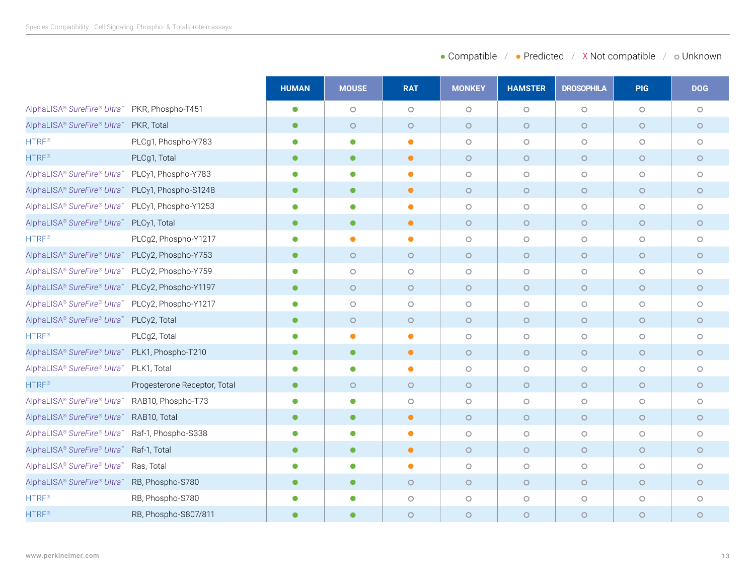● Compatible / ● Predicted / X Not compatible / ○ Unknown

| | | HUMAN | MOUSE | RAT | MONKEY | HAMSTER | DROSOPHILA | PIG | DOG |
|---|---|---|---|---|---|---|---|---|---|
| AlphaLISA® *SureFire® Ultra*™ | PKR, Phospho-T451 | ● Compatible | ○ | ○ | ○ | ○ | ○ | ○ | ○ |
| AlphaLISA® *SureFire® Ultra*™ | PKR, Total | ● Compatible | ○ | ○ | ○ | ○ | ○ | ○ | ○ |
| HTRF® | PLCg1, Phospho-Y783 | ● Compatible | ● Compatible | ● Predicted | ○ | ○ | ○ | ○ | ○ |
| HTRF® | PLCg1, Total | ● Compatible | ● Compatible | ● Predicted | ○ | ○ | ○ | ○ | ○ |
| AlphaLISA® *SureFire® Ultra*™ | PLCγ1, Phospho-Y783 | ● Compatible | ● Compatible | ● Predicted | ○ | ○ | ○ | ○ | ○ |
| AlphaLISA® *SureFire® Ultra*™ | PLCγ1, Phospho-S1248 | ● Compatible | ● Compatible | ● Predicted | ○ | ○ | ○ | ○ | ○ |
| AlphaLISA® *SureFire® Ultra*™ | PLCγ1, Phospho-Y1253 | ● Compatible | ● Compatible | ● Predicted | ○ | ○ | ○ | ○ | ○ |
| AlphaLISA® *SureFire® Ultra*™ | PLCγ1, Total | ● Compatible | ● Compatible | ● Predicted | ○ | ○ | ○ | ○ | ○ |
| HTRF® | PLCg2, Phospho-Y1217 | ● Compatible | ● Predicted | ● Predicted | ○ | ○ | ○ | ○ | ○ |
| AlphaLISA® *SureFire® Ultra*™ | PLCy2, Phospho-Y753 | ● Compatible | ○ | ○ | ○ | ○ | ○ | ○ | ○ |
| AlphaLISA® *SureFire® Ultra*™ | PLCy2, Phospho-Y759 | ● Compatible | ○ | ○ | ○ | ○ | ○ | ○ | ○ |
| AlphaLISA® *SureFire® Ultra*™ | PLCy2, Phospho-Y1197 | ● Compatible | ○ | ○ | ○ | ○ | ○ | ○ | ○ |
| AlphaLISA® *SureFire® Ultra*™ | PLCy2, Phospho-Y1217 | ● Compatible | ○ | ○ | ○ | ○ | ○ | ○ | ○ |
| AlphaLISA® *SureFire® Ultra*™ | PLCy2, Total | ● Compatible | ○ | ○ | ○ | ○ | ○ | ○ | ○ |
| HTRF® | PLCg2, Total | ● Compatible | ● Predicted | ● Predicted | ○ | ○ | ○ | ○ | ○ |
| AlphaLISA® *SureFire® Ultra*™ | PLK1, Phospho-T210 | ● Compatible | ● Compatible | ● Predicted | ○ | ○ | ○ | ○ | ○ |
| AlphaLISA® *SureFire® Ultra*™ | PLK1, Total | ● Compatible | ● Compatible | ● Predicted | ○ | ○ | ○ | ○ | ○ |
| HTRF® | Progesterone Receptor, Total | ● Compatible | ○ | ○ | ○ | ○ | ○ | ○ | ○ |
| AlphaLISA® *SureFire® Ultra*™ | RAB10, Phospho-T73 | ● Compatible | ● Compatible | ○ | ○ | ○ | ○ | ○ | ○ |
| AlphaLISA® *SureFire® Ultra*™ | RAB10, Total | ● Compatible | ● Compatible | ● Predicted | ○ | ○ | ○ | ○ | ○ |
| AlphaLISA® *SureFire® Ultra*™ | Raf-1, Phospho-S338 | ● Compatible | ● Compatible | ● Predicted | ○ | ○ | ○ | ○ | ○ |
| AlphaLISA® *SureFire® Ultra*™ | Raf-1, Total | ● Compatible | ● Compatible | ● Predicted | ○ | ○ | ○ | ○ | ○ |
| AlphaLISA® *SureFire® Ultra*™ | Ras, Total | ● Compatible | ● Compatible | ● Predicted | ○ | ○ | ○ | ○ | ○ |
| AlphaLISA® *SureFire® Ultra*™ | RB, Phospho-S780 | ● Compatible | ● Compatible | ○ | ○ | ○ | ○ | ○ | ○ |
| HTRF® | RB, Phospho-S780 | ● Compatible | ● Compatible | ○ | ○ | ○ | ○ | ○ | ○ |
| HTRF® | RB, Phospho-S807/811 | ● Compatible | ● Compatible | ○ | ○ | ○ | ○ | ○ | ○ |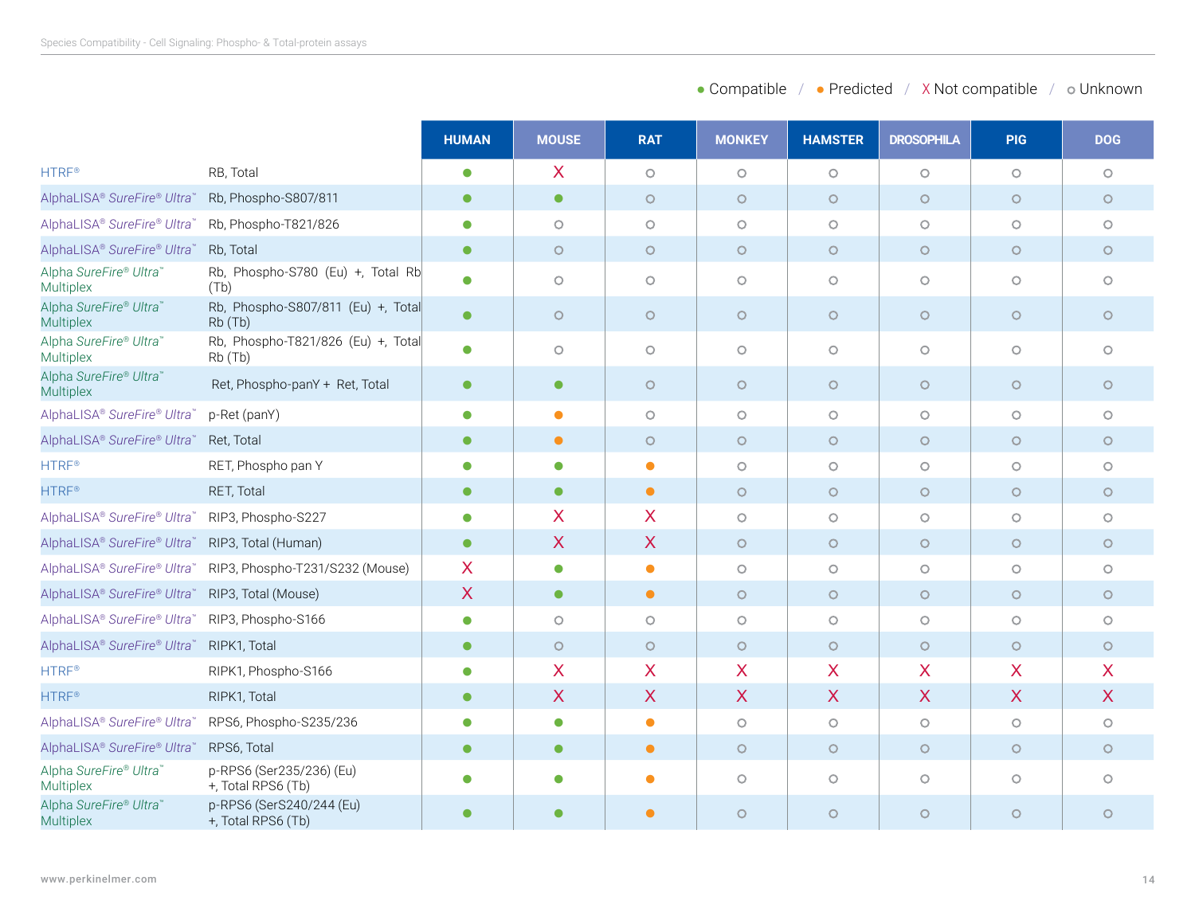● Compatible / ● Predicted / X Not compatible / ○ Unknown

| | | HUMAN | MOUSE | RAT | MONKEY | HAMSTER | DROSOPHILA | PIG | DOG |
|---|---|---|---|---|---|---|---|---|---|
| HTRF® | RB, Total | ● | X | ○ | ○ | ○ | ○ | ○ | ○ |
| AlphaLISA® *SureFire® Ultra*™ | Rb, Phospho-S807/811 | ● | ● | ○ | ○ | ○ | ○ | ○ | ○ |
| AlphaLISA® *SureFire® Ultra*™ | Rb, Phospho-T821/826 | ● | ○ | ○ | ○ | ○ | ○ | ○ | ○ |
| AlphaLISA® *SureFire® Ultra*™ | Rb, Total | ● | ○ | ○ | ○ | ○ | ○ | ○ | ○ |
| Alpha *SureFire® Ultra*™ Multiplex | Rb, Phospho-S780 (Eu) +, Total Rb (Tb) | ● | ○ | ○ | ○ | ○ | ○ | ○ | ○ |
| Alpha *SureFire® Ultra*™ Multiplex | Rb, Phospho-S807/811 (Eu) +, Total Rb (Tb) | ● | ○ | ○ | ○ | ○ | ○ | ○ | ○ |
| Alpha *SureFire® Ultra*™ Multiplex | Rb, Phospho-T821/826 (Eu) +, Total Rb (Tb) | ● | ○ | ○ | ○ | ○ | ○ | ○ | ○ |
| Alpha *SureFire® Ultra*™ Multiplex | Ret, Phospho-panY + Ret, Total | ● | ● | ○ | ○ | ○ | ○ | ○ | ○ |
| AlphaLISA® *SureFire® Ultra*™ | p-Ret (panY) | ● | ● (Predicted) | ○ | ○ | ○ | ○ | ○ | ○ |
| AlphaLISA® *SureFire® Ultra*™ | Ret, Total | ● | ● (Predicted) | ○ | ○ | ○ | ○ | ○ | ○ |
| HTRF® | RET, Phospho pan Y | ● | ● | ● (Predicted) | ○ | ○ | ○ | ○ | ○ |
| HTRF® | RET, Total | ● | ● | ● (Predicted) | ○ | ○ | ○ | ○ | ○ |
| AlphaLISA® *SureFire® Ultra*™ | RIP3, Phospho-S227 | ● | X | X | ○ | ○ | ○ | ○ | ○ |
| AlphaLISA® *SureFire® Ultra*™ | RIP3, Total (Human) | ● | X | X | ○ | ○ | ○ | ○ | ○ |
| AlphaLISA® *SureFire® Ultra*™ | RIP3, Phospho-T231/S232 (Mouse) | X | ● | ● (Predicted) | ○ | ○ | ○ | ○ | ○ |
| AlphaLISA® *SureFire® Ultra*™ | RIP3, Total (Mouse) | X | ● | ● (Predicted) | ○ | ○ | ○ | ○ | ○ |
| AlphaLISA® *SureFire® Ultra*™ | RIP3, Phospho-S166 | ● | ○ | ○ | ○ | ○ | ○ | ○ | ○ |
| AlphaLISA® *SureFire® Ultra*™ | RIPK1, Total | ● | ○ | ○ | ○ | ○ | ○ | ○ | ○ |
| HTRF® | RIPK1, Phospho-S166 | ● | X | X | X | X | X | X | X |
| HTRF® | RIPK1, Total | ● | X | X | X | X | X | X | X |
| AlphaLISA® *SureFire® Ultra*™ | RPS6, Phospho-S235/236 | ● | ● | ● (Predicted) | ○ | ○ | ○ | ○ | ○ |
| AlphaLISA® *SureFire® Ultra*™ | RPS6, Total | ● | ● | ● (Predicted) | ○ | ○ | ○ | ○ | ○ |
| Alpha *SureFire® Ultra*™ Multiplex | p-RPS6 (Ser235/236) (Eu) +, Total RPS6 (Tb) | ● | ● | ● (Predicted) | ○ | ○ | ○ | ○ | ○ |
| Alpha *SureFire® Ultra*™ Multiplex | p-RPS6 (SerS240/244 (Eu) +, Total RPS6 (Tb) | ● | ● | ● (Predicted) | ○ | ○ | ○ | ○ | ○ |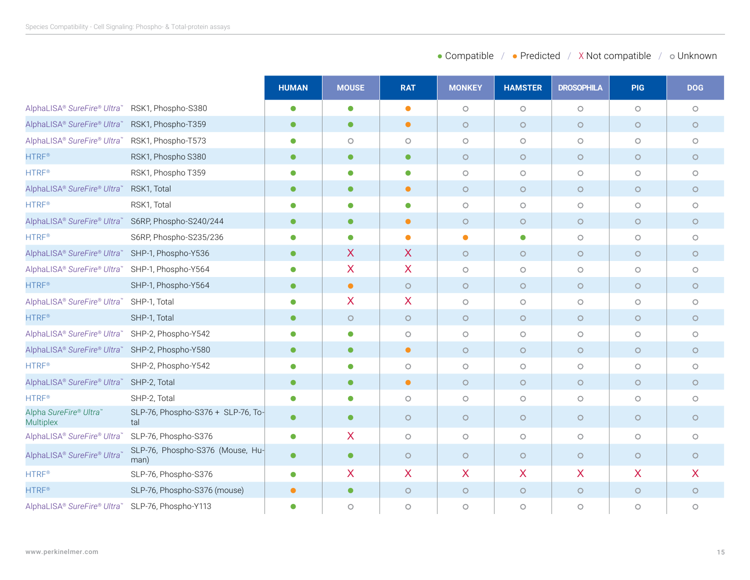● Compatible / ● Predicted / X Not compatible / ○ Unknown

| | | HUMAN | MOUSE | RAT | MONKEY | HAMSTER | DROSOPHILA | PIG | DOG |
|---|---|---|---|---|---|---|---|---|---|
| AlphaLISA® *SureFire® Ultra*™ | RSK1, Phospho-S380 | ● Compatible | ● Compatible | ● Predicted | ○ | ○ | ○ | ○ | ○ |
| AlphaLISA® *SureFire® Ultra*™ | RSK1, Phospho-T359 | ● Compatible | ● Compatible | ● Predicted | ○ | ○ | ○ | ○ | ○ |
| AlphaLISA® *SureFire® Ultra*™ | RSK1, Phospho-T573 | ● Compatible | ○ | ○ | ○ | ○ | ○ | ○ | ○ |
| HTRF® | RSK1, Phospho S380 | ● Compatible | ● Compatible | ● Compatible | ○ | ○ | ○ | ○ | ○ |
| HTRF® | RSK1, Phospho T359 | ● Compatible | ● Compatible | ● Compatible | ○ | ○ | ○ | ○ | ○ |
| AlphaLISA® *SureFire® Ultra*™ | RSK1, Total | ● Compatible | ● Compatible | ● Predicted | ○ | ○ | ○ | ○ | ○ |
| HTRF® | RSK1, Total | ● Compatible | ● Compatible | ● Compatible | ○ | ○ | ○ | ○ | ○ |
| AlphaLISA® *SureFire® Ultra*™ | S6RP, Phospho-S240/244 | ● Compatible | ● Compatible | ● Predicted | ○ | ○ | ○ | ○ | ○ |
| HTRF® | S6RP, Phospho-S235/236 | ● Compatible | ● Compatible | ● Predicted | ● Predicted | ● Compatible | ○ | ○ | ○ |
| AlphaLISA® *SureFire® Ultra*™ | SHP-1, Phospho-Y536 | ● Compatible | X | X | ○ | ○ | ○ | ○ | ○ |
| AlphaLISA® *SureFire® Ultra*™ | SHP-1, Phospho-Y564 | ● Compatible | X | X | ○ | ○ | ○ | ○ | ○ |
| HTRF® | SHP-1, Phospho-Y564 | ● Compatible | ● Predicted | ○ | ○ | ○ | ○ | ○ | ○ |
| AlphaLISA® *SureFire® Ultra*™ | SHP-1, Total | ● Compatible | X | X | ○ | ○ | ○ | ○ | ○ |
| HTRF® | SHP-1, Total | ● Compatible | ○ | ○ | ○ | ○ | ○ | ○ | ○ |
| AlphaLISA® *SureFire® Ultra*™ | SHP-2, Phospho-Y542 | ● Compatible | ● Compatible | ○ | ○ | ○ | ○ | ○ | ○ |
| AlphaLISA® *SureFire® Ultra*™ | SHP-2, Phospho-Y580 | ● Compatible | ● Compatible | ● Predicted | ○ | ○ | ○ | ○ | ○ |
| HTRF® | SHP-2, Phospho-Y542 | ● Compatible | ● Compatible | ○ | ○ | ○ | ○ | ○ | ○ |
| AlphaLISA® *SureFire® Ultra*™ | SHP-2, Total | ● Compatible | ● Compatible | ● Predicted | ○ | ○ | ○ | ○ | ○ |
| HTRF® | SHP-2, Total | ● Compatible | ● Compatible | ○ | ○ | ○ | ○ | ○ | ○ |
| Alpha *SureFire® Ultra*™ Multiplex | SLP-76, Phospho-S376 + SLP-76, Total | ● Compatible | ● Compatible | ○ | ○ | ○ | ○ | ○ | ○ |
| AlphaLISA® *SureFire® Ultra*™ | SLP-76, Phospho-S376 | ● Compatible | X | ○ | ○ | ○ | ○ | ○ | ○ |
| AlphaLISA® *SureFire® Ultra*™ | SLP-76, Phospho-S376 (Mouse, Human) | ● Compatible | ● Compatible | ○ | ○ | ○ | ○ | ○ | ○ |
| HTRF® | SLP-76, Phospho-S376 | ● Compatible | X | X | X | X | X | X | X |
| HTRF® | SLP-76, Phospho-S376 (mouse) | ● Predicted | ● Compatible | ○ | ○ | ○ | ○ | ○ | ○ |
| AlphaLISA® *SureFire® Ultra*™ | SLP-76, Phospho-Y113 | ● Compatible | ○ | ○ | ○ | ○ | ○ | ○ | ○ |

www.perkinelmer.com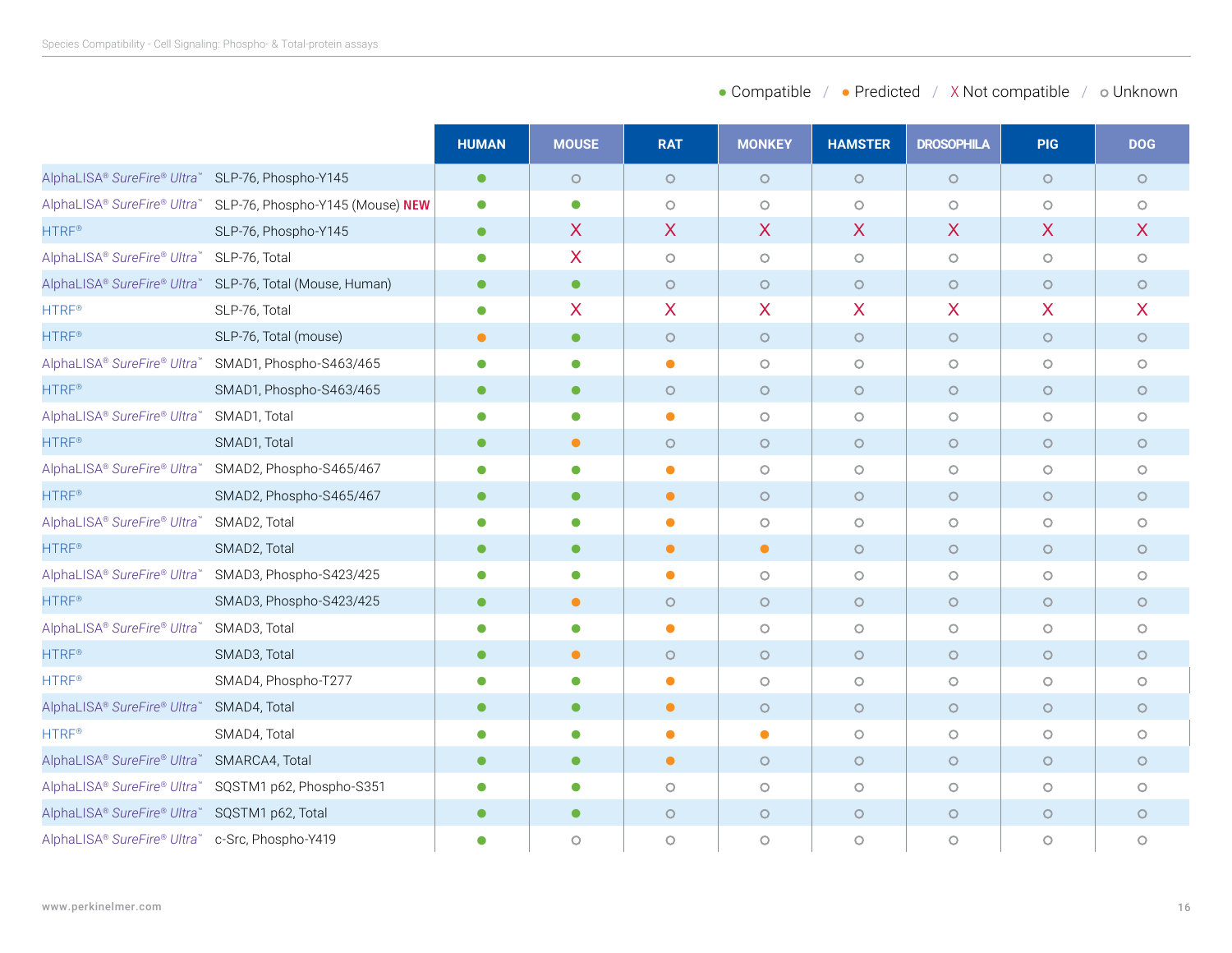● Compatible / ● Predicted / X Not compatible / ○ Unknown

| | | HUMAN | MOUSE | RAT | MONKEY | HAMSTER | DROSOPHILA | PIG | DOG |
|---|---|---|---|---|---|---|---|---|---|
| AlphaLISA® *SureFire® Ultra*™ | SLP-76, Phospho-Y145 | ● Compatible | ○ | ○ | ○ | ○ | ○ | ○ | ○ |
| AlphaLISA® *SureFire® Ultra*™ | SLP-76, Phospho-Y145 (Mouse) **NEW** | ● Compatible | ● Compatible | ○ | ○ | ○ | ○ | ○ | ○ |
| HTRF® | SLP-76, Phospho-Y145 | ● Compatible | X | X | X | X | X | X | X |
| AlphaLISA® *SureFire® Ultra*™ | SLP-76, Total | ● Compatible | X | ○ | ○ | ○ | ○ | ○ | ○ |
| AlphaLISA® *SureFire® Ultra*™ | SLP-76, Total (Mouse, Human) | ● Compatible | ● Compatible | ○ | ○ | ○ | ○ | ○ | ○ |
| HTRF® | SLP-76, Total | ● Compatible | X | X | X | X | X | X | X |
| HTRF® | SLP-76, Total (mouse) | ● Predicted | ● Compatible | ○ | ○ | ○ | ○ | ○ | ○ |
| AlphaLISA® *SureFire® Ultra*™ | SMAD1, Phospho-S463/465 | ● Compatible | ● Compatible | ● Predicted | ○ | ○ | ○ | ○ | ○ |
| HTRF® | SMAD1, Phospho-S463/465 | ● Compatible | ● Compatible | ○ | ○ | ○ | ○ | ○ | ○ |
| AlphaLISA® *SureFire® Ultra*™ | SMAD1, Total | ● Compatible | ● Compatible | ● Predicted | ○ | ○ | ○ | ○ | ○ |
| HTRF® | SMAD1, Total | ● Compatible | ● Predicted | ○ | ○ | ○ | ○ | ○ | ○ |
| AlphaLISA® *SureFire® Ultra*™ | SMAD2, Phospho-S465/467 | ● Compatible | ● Compatible | ● Predicted | ○ | ○ | ○ | ○ | ○ |
| HTRF® | SMAD2, Phospho-S465/467 | ● Compatible | ● Compatible | ● Predicted | ○ | ○ | ○ | ○ | ○ |
| AlphaLISA® *SureFire® Ultra*™ | SMAD2, Total | ● Compatible | ● Compatible | ● Predicted | ○ | ○ | ○ | ○ | ○ |
| HTRF® | SMAD2, Total | ● Compatible | ● Compatible | ● Predicted | ● Predicted | ○ | ○ | ○ | ○ |
| AlphaLISA® *SureFire® Ultra*™ | SMAD3, Phospho-S423/425 | ● Compatible | ● Compatible | ● Predicted | ○ | ○ | ○ | ○ | ○ |
| HTRF® | SMAD3, Phospho-S423/425 | ● Compatible | ● Predicted | ○ | ○ | ○ | ○ | ○ | ○ |
| AlphaLISA® *SureFire® Ultra*™ | SMAD3, Total | ● Compatible | ● Compatible | ● Predicted | ○ | ○ | ○ | ○ | ○ |
| HTRF® | SMAD3, Total | ● Compatible | ● Predicted | ○ | ○ | ○ | ○ | ○ | ○ |
| HTRF® | SMAD4, Phospho-T277 | ● Compatible | ● Compatible | ● Predicted | ○ | ○ | ○ | ○ | ○ |
| AlphaLISA® *SureFire® Ultra*™ | SMAD4, Total | ● Compatible | ● Compatible | ● Predicted | ○ | ○ | ○ | ○ | ○ |
| HTRF® | SMAD4, Total | ● Compatible | ● Compatible | ● Predicted | ● Predicted | ○ | ○ | ○ | ○ |
| AlphaLISA® *SureFire® Ultra*™ | SMARCA4, Total | ● Compatible | ● Compatible | ● Predicted | ○ | ○ | ○ | ○ | ○ |
| AlphaLISA® *SureFire® Ultra*™ | SQSTM1 p62, Phospho-S351 | ● Compatible | ● Compatible | ○ | ○ | ○ | ○ | ○ | ○ |
| AlphaLISA® *SureFire® Ultra*™ | SQSTM1 p62, Total | ● Compatible | ● Compatible | ○ | ○ | ○ | ○ | ○ | ○ |
| AlphaLISA® *SureFire® Ultra*™ | c-Src, Phospho-Y419 | ● Compatible | ○ | ○ | ○ | ○ | ○ | ○ | ○ |

www.perkinelmer.com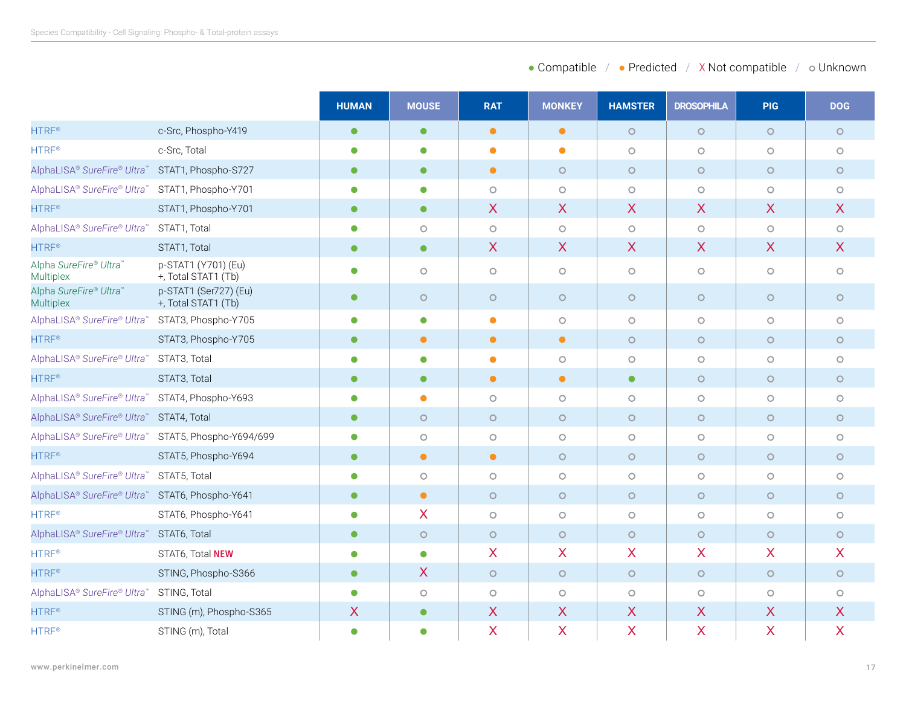● Compatible / ● Predicted / X Not compatible / ○ Unknown

| | | HUMAN | MOUSE | RAT | MONKEY | HAMSTER | DROSOPHILA | PIG | DOG |
|---|---|---|---|---|---|---|---|---|---|
| HTRF® | c-Src, Phospho-Y419 | ● Compatible | ● Compatible | ● Predicted | ● Predicted | ○ | ○ | ○ | ○ |
| HTRF® | c-Src, Total | ● Compatible | ● Compatible | ● Predicted | ● Predicted | ○ | ○ | ○ | ○ |
| AlphaLISA® SureFire® Ultra™ | STAT1, Phospho-S727 | ● Compatible | ● Compatible | ● Predicted | ○ | ○ | ○ | ○ | ○ |
| AlphaLISA® SureFire® Ultra™ | STAT1, Phospho-Y701 | ● Compatible | ● Compatible | ○ | ○ | ○ | ○ | ○ | ○ |
| HTRF® | STAT1, Phospho-Y701 | ● Compatible | ● Compatible | X | X | X | X | X | X |
| AlphaLISA® SureFire® Ultra™ | STAT1, Total | ● Compatible | ○ | ○ | ○ | ○ | ○ | ○ | ○ |
| HTRF® | STAT1, Total | ● Compatible | ● Compatible | X | X | X | X | X | X |
| Alpha SureFire® Ultra™ Multiplex | p-STAT1 (Y701) (Eu) +, Total STAT1 (Tb) | ● Compatible | ○ | ○ | ○ | ○ | ○ | ○ | ○ |
| Alpha SureFire® Ultra™ Multiplex | p-STAT1 (Ser727) (Eu) +, Total STAT1 (Tb) | ● Compatible | ○ | ○ | ○ | ○ | ○ | ○ | ○ |
| AlphaLISA® SureFire® Ultra™ | STAT3, Phospho-Y705 | ● Compatible | ● Compatible | ● Predicted | ○ | ○ | ○ | ○ | ○ |
| HTRF® | STAT3, Phospho-Y705 | ● Compatible | ● Predicted | ● Predicted | ● Predicted | ○ | ○ | ○ | ○ |
| AlphaLISA® SureFire® Ultra™ | STAT3, Total | ● Compatible | ● Compatible | ● Predicted | ○ | ○ | ○ | ○ | ○ |
| HTRF® | STAT3, Total | ● Compatible | ● Compatible | ● Predicted | ● Predicted | ● Compatible | ○ | ○ | ○ |
| AlphaLISA® SureFire® Ultra™ | STAT4, Phospho-Y693 | ● Compatible | ● Predicted | ○ | ○ | ○ | ○ | ○ | ○ |
| AlphaLISA® SureFire® Ultra™ | STAT4, Total | ● Compatible | ○ | ○ | ○ | ○ | ○ | ○ | ○ |
| AlphaLISA® SureFire® Ultra™ | STAT5, Phospho-Y694/699 | ● Compatible | ○ | ○ | ○ | ○ | ○ | ○ | ○ |
| HTRF® | STAT5, Phospho-Y694 | ● Compatible | ● Predicted | ● Predicted | ○ | ○ | ○ | ○ | ○ |
| AlphaLISA® SureFire® Ultra™ | STAT5, Total | ● Compatible | ○ | ○ | ○ | ○ | ○ | ○ | ○ |
| AlphaLISA® SureFire® Ultra™ | STAT6, Phospho-Y641 | ● Compatible | ● Predicted | ○ | ○ | ○ | ○ | ○ | ○ |
| HTRF® | STAT6, Phospho-Y641 | ● Compatible | X | ○ | ○ | ○ | ○ | ○ | ○ |
| AlphaLISA® SureFire® Ultra™ | STAT6, Total | ● Compatible | ○ | ○ | ○ | ○ | ○ | ○ | ○ |
| HTRF® | STAT6, Total **NEW** | ● Compatible | ● Compatible | X | X | X | X | X | X |
| HTRF® | STING, Phospho-S366 | ● Compatible | X | ○ | ○ | ○ | ○ | ○ | ○ |
| AlphaLISA® SureFire® Ultra™ | STING, Total | ● Compatible | ○ | ○ | ○ | ○ | ○ | ○ | ○ |
| HTRF® | STING (m), Phospho-S365 | X | ● Compatible | X | X | X | X | X | X |
| HTRF® | STING (m), Total | ● Compatible | ● Compatible | X | X | X | X | X | X |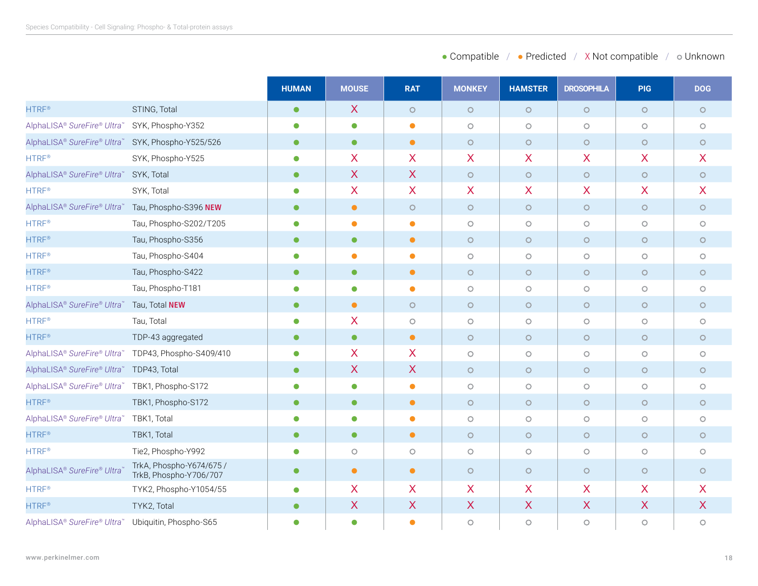● Compatible / ● Predicted / X Not compatible / ○ Unknown

| | | HUMAN | MOUSE | RAT | MONKEY | HAMSTER | DROSOPHILA | PIG | DOG |
|---|---|---|---|---|---|---|---|---|---|
| HTRF® | STING, Total | ● | X | ○ | ○ | ○ | ○ | ○ | ○ |
| AlphaLISA® *SureFire® Ultra*™ | SYK, Phospho-Y352 | ● | ● | ● | ○ | ○ | ○ | ○ | ○ |
| AlphaLISA® *SureFire® Ultra*™ | SYK, Phospho-Y525/526 | ● | ● | ● | ○ | ○ | ○ | ○ | ○ |
| HTRF® | SYK, Phospho-Y525 | ● | X | X | X | X | X | X | X |
| AlphaLISA® *SureFire® Ultra*™ | SYK, Total | ● | X | X | ○ | ○ | ○ | ○ | ○ |
| HTRF® | SYK, Total | ● | X | X | X | X | X | X | X |
| AlphaLISA® *SureFire® Ultra*™ | Tau, Phospho-S396 **NEW** | ● | ● | ○ | ○ | ○ | ○ | ○ | ○ |
| HTRF® | Tau, Phospho-S202/T205 | ● | ● | ● | ○ | ○ | ○ | ○ | ○ |
| HTRF® | Tau, Phospho-S356 | ● | ● | ● | ○ | ○ | ○ | ○ | ○ |
| HTRF® | Tau, Phospho-S404 | ● | ● | ● | ○ | ○ | ○ | ○ | ○ |
| HTRF® | Tau, Phospho-S422 | ● | ● | ● | ○ | ○ | ○ | ○ | ○ |
| HTRF® | Tau, Phospho-T181 | ● | ● | ● | ○ | ○ | ○ | ○ | ○ |
| AlphaLISA® *SureFire® Ultra*™ | Tau, Total **NEW** | ● | ● | ○ | ○ | ○ | ○ | ○ | ○ |
| HTRF® | Tau, Total | ● | X | ○ | ○ | ○ | ○ | ○ | ○ |
| HTRF® | TDP-43 aggregated | ● | ● | ● | ○ | ○ | ○ | ○ | ○ |
| AlphaLISA® *SureFire® Ultra*™ | TDP43, Phospho-S409/410 | ● | X | X | ○ | ○ | ○ | ○ | ○ |
| AlphaLISA® *SureFire® Ultra*™ | TDP43, Total | ● | X | X | ○ | ○ | ○ | ○ | ○ |
| AlphaLISA® *SureFire® Ultra*™ | TBK1, Phospho-S172 | ● | ● | ● | ○ | ○ | ○ | ○ | ○ |
| HTRF® | TBK1, Phospho-S172 | ● | ● | ● | ○ | ○ | ○ | ○ | ○ |
| AlphaLISA® *SureFire® Ultra*™ | TBK1, Total | ● | ● | ● | ○ | ○ | ○ | ○ | ○ |
| HTRF® | TBK1, Total | ● | ● | ● | ○ | ○ | ○ | ○ | ○ |
| HTRF® | Tie2, Phospho-Y992 | ● | ○ | ○ | ○ | ○ | ○ | ○ | ○ |
| AlphaLISA® *SureFire® Ultra*™ | TrkA, Phospho-Y674/675 / TrkB, Phospho-Y706/707 | ● | ● | ● | ○ | ○ | ○ | ○ | ○ |
| HTRF® | TYK2, Phospho-Y1054/55 | ● | X | X | X | X | X | X | X |
| HTRF® | TYK2, Total | ● | X | X | X | X | X | X | X |
| AlphaLISA® *SureFire® Ultra*™ | Ubiquitin, Phospho-S65 | ● | ● | ● | ○ | ○ | ○ | ○ | ○ |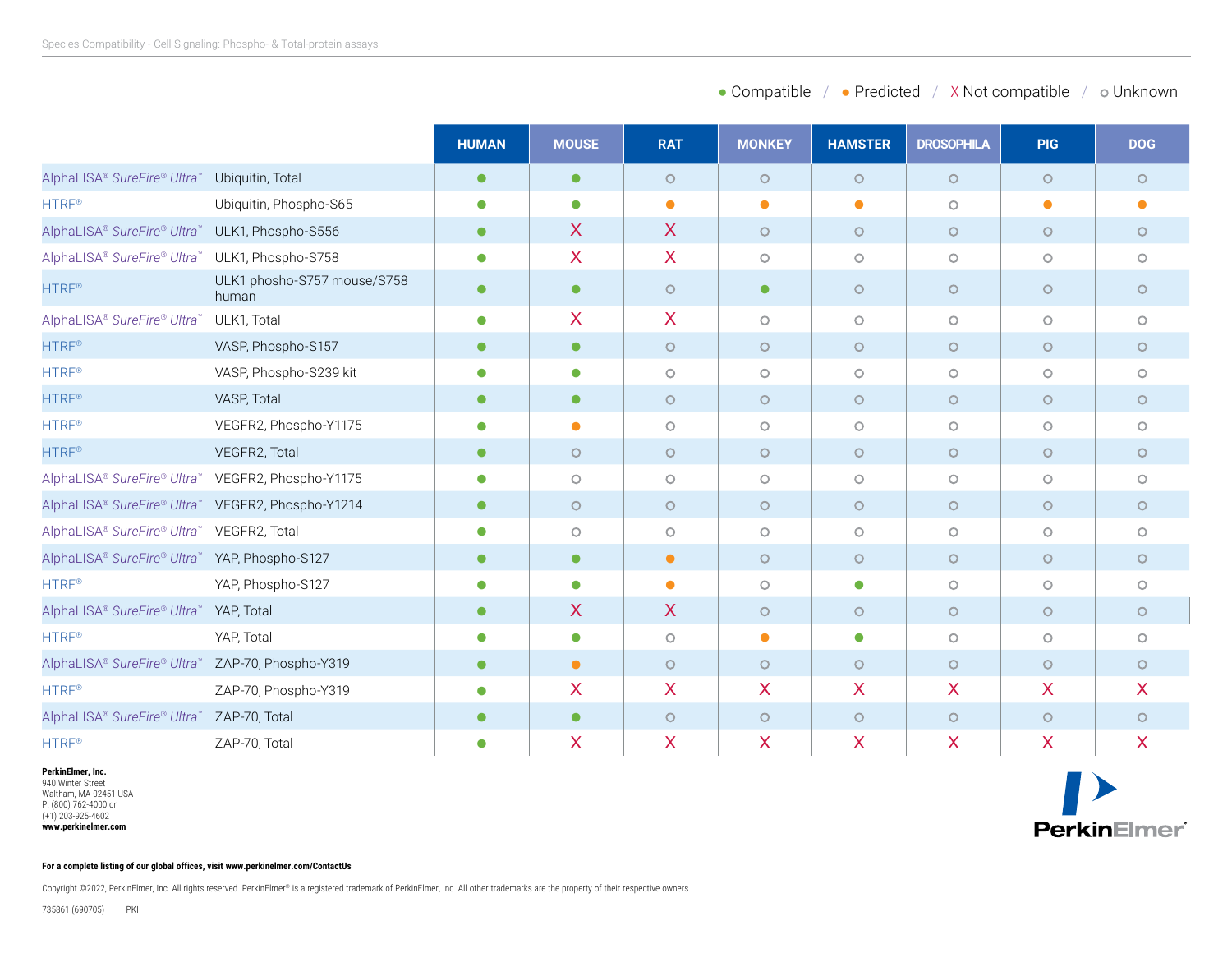● Compatible / ● Predicted / X Not compatible / ○ Unknown

| | | HUMAN | MOUSE | RAT | MONKEY | HAMSTER | DROSOPHILA | PIG | DOG |
|---|---|---|---|---|---|---|---|---|---|
| AlphaLISA® SureFire® Ultra™ | Ubiquitin, Total | ● Compatible | ● Compatible | ○ Unknown | ○ Unknown | ○ Unknown | ○ Unknown | ○ Unknown | ○ Unknown |
| HTRF® | Ubiquitin, Phospho-S65 | ● Compatible | ● Compatible | ● Predicted | ● Predicted | ● Predicted | ○ Unknown | ● Predicted | ● Predicted |
| AlphaLISA® SureFire® Ultra™ | ULK1, Phospho-S556 | ● Compatible | X Not compatible | X Not compatible | ○ Unknown | ○ Unknown | ○ Unknown | ○ Unknown | ○ Unknown |
| AlphaLISA® SureFire® Ultra™ | ULK1, Phospho-S758 | ● Compatible | X Not compatible | X Not compatible | ○ Unknown | ○ Unknown | ○ Unknown | ○ Unknown | ○ Unknown |
| HTRF® | ULK1 phosho-S757 mouse/S758 human | ● Compatible | ● Compatible | ○ Unknown | ● Compatible | ○ Unknown | ○ Unknown | ○ Unknown | ○ Unknown |
| AlphaLISA® SureFire® Ultra™ | ULK1, Total | ● Compatible | X Not compatible | X Not compatible | ○ Unknown | ○ Unknown | ○ Unknown | ○ Unknown | ○ Unknown |
| HTRF® | VASP, Phospho-S157 | ● Compatible | ● Compatible | ○ Unknown | ○ Unknown | ○ Unknown | ○ Unknown | ○ Unknown | ○ Unknown |
| HTRF® | VASP, Phospho-S239 kit | ● Compatible | ● Compatible | ○ Unknown | ○ Unknown | ○ Unknown | ○ Unknown | ○ Unknown | ○ Unknown |
| HTRF® | VASP, Total | ● Compatible | ● Compatible | ○ Unknown | ○ Unknown | ○ Unknown | ○ Unknown | ○ Unknown | ○ Unknown |
| HTRF® | VEGFR2, Phospho-Y1175 | ● Compatible | ● Predicted | ○ Unknown | ○ Unknown | ○ Unknown | ○ Unknown | ○ Unknown | ○ Unknown |
| HTRF® | VEGFR2, Total | ● Compatible | ○ Unknown | ○ Unknown | ○ Unknown | ○ Unknown | ○ Unknown | ○ Unknown | ○ Unknown |
| AlphaLISA® SureFire® Ultra™ | VEGFR2, Phospho-Y1175 | ● Compatible | ○ Unknown | ○ Unknown | ○ Unknown | ○ Unknown | ○ Unknown | ○ Unknown | ○ Unknown |
| AlphaLISA® SureFire® Ultra™ | VEGFR2, Phospho-Y1214 | ● Compatible | ○ Unknown | ○ Unknown | ○ Unknown | ○ Unknown | ○ Unknown | ○ Unknown | ○ Unknown |
| AlphaLISA® SureFire® Ultra™ | VEGFR2, Total | ● Compatible | ○ Unknown | ○ Unknown | ○ Unknown | ○ Unknown | ○ Unknown | ○ Unknown | ○ Unknown |
| AlphaLISA® SureFire® Ultra™ | YAP, Phospho-S127 | ● Compatible | ● Compatible | ● Predicted | ○ Unknown | ○ Unknown | ○ Unknown | ○ Unknown | ○ Unknown |
| HTRF® | YAP, Phospho-S127 | ● Compatible | ● Compatible | ● Predicted | ○ Unknown | ● Compatible | ○ Unknown | ○ Unknown | ○ Unknown |
| AlphaLISA® SureFire® Ultra™ | YAP, Total | ● Compatible | X Not compatible | X Not compatible | ○ Unknown | ○ Unknown | ○ Unknown | ○ Unknown | ○ Unknown |
| HTRF® | YAP, Total | ● Compatible | ● Compatible | ○ Unknown | ● Predicted | ● Compatible | ○ Unknown | ○ Unknown | ○ Unknown |
| AlphaLISA® SureFire® Ultra™ | ZAP-70, Phospho-Y319 | ● Compatible | ● Predicted | ○ Unknown | ○ Unknown | ○ Unknown | ○ Unknown | ○ Unknown | ○ Unknown |
| HTRF® | ZAP-70, Phospho-Y319 | ● Compatible | X Not compatible | X Not compatible | X Not compatible | X Not compatible | X Not compatible | X Not compatible | X Not compatible |
| AlphaLISA® SureFire® Ultra™ | ZAP-70, Total | ● Compatible | ● Compatible | ○ Unknown | ○ Unknown | ○ Unknown | ○ Unknown | ○ Unknown | ○ Unknown |
| HTRF® | ZAP-70, Total | ● Compatible | X Not compatible | X Not compatible | X Not compatible | X Not compatible | X Not compatible | X Not compatible | X Not compatible |

**PerkinElmer, Inc.**
940 Winter Street
Waltham, MA 02451 USA
P: (800) 762-4000 or
(+1) 203-925-4602
**www.perkinelmer.com**

PerkinElmer

**For a complete listing of our global offices, visit www.perkinelmer.com/ContactUs**

Copyright ©2022, PerkinElmer, Inc. All rights reserved. PerkinElmer® is a registered trademark of PerkinElmer, Inc. All other trademarks are the property of their respective owners.

735861 (690705) PKI